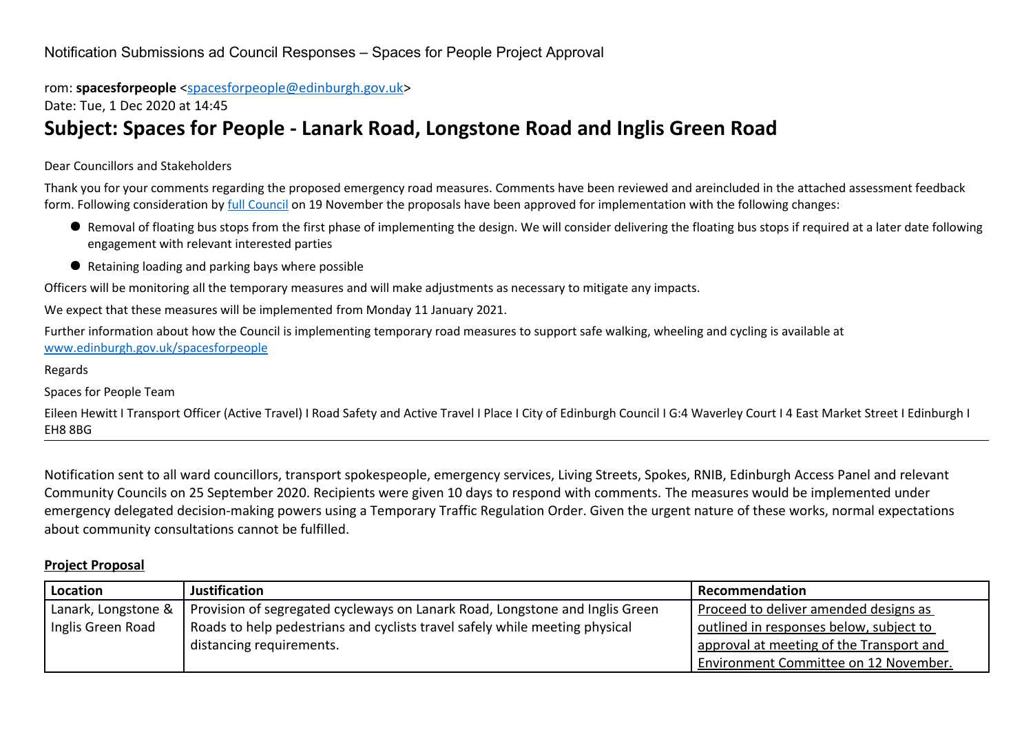Notification Submissions ad Council Responses – Spaces for People Project Approval

rom: **spacesforpeople** <spacesforpeople@edinburgh.gov.uk>

Date: Tue, 1 Dec 2020 at 14:45

# Subject: Spaces for People - Lanark Road, Longstone Road and Inglis Green Road

Dear Councillors and Stakeholders

Thank you for your comments regarding the proposed emergency road measures. Comments have been reviewed and areincluded in the attached assessment feedback form. Following consideration by full Council on 19 November the proposals have been approved for implementation with the following changes:

- Removal of floating bus stops from the first phase of implementing the design. We will consider delivering the floating bus stops if required at a later date following engagement with relevant interested parties
- Retaining loading and parking bays where possible

Officers will be monitoring all the temporary measures and will make adjustments as necessary to mitigate any impacts.

We expect that these measures will be implemented from Monday 11 January 2021.

Further information about how the Council is implementing temporary road measures to support safe walking, wheeling and cycling is available at www.edinburgh.gov.uk/spacesforpeople

Regards

Spaces for People Team

Eileen Hewitt I Transport Officer (Active Travel) I Road Safety and Active Travel I Place I City of Edinburgh Council I G:4 Waverley Court I 4 East Market Street I Edinburgh I EH8 8BG

---

Notification sent to all ward councillors, transport spokespeople, emergency services, Living Streets, Spokes, RNIB, Edinburgh Access Panel and relevant Community Councils on 25 September 2020. Recipients were given 10 days to respond with comments. The measures would be implemented under emergency delegated decision-making powers using a Temporary Traffic Regulation Order. Given the urgent nature of these works, normal expectations about community consultations cannot be fulfilled.

**Project Proposal**

| Location | Justification | Recommendation |
|---|---|---|
| Lanark, Longstone & Inglis Green Road | Provision of segregated cycleways on Lanark Road, Longstone and Inglis Green Roads to help pedestrians and cyclists travel safely while meeting physical distancing requirements. | Proceed to deliver amended designs as outlined in responses below, subject to approval at meeting of the Transport and Environment Committee on 12 November. |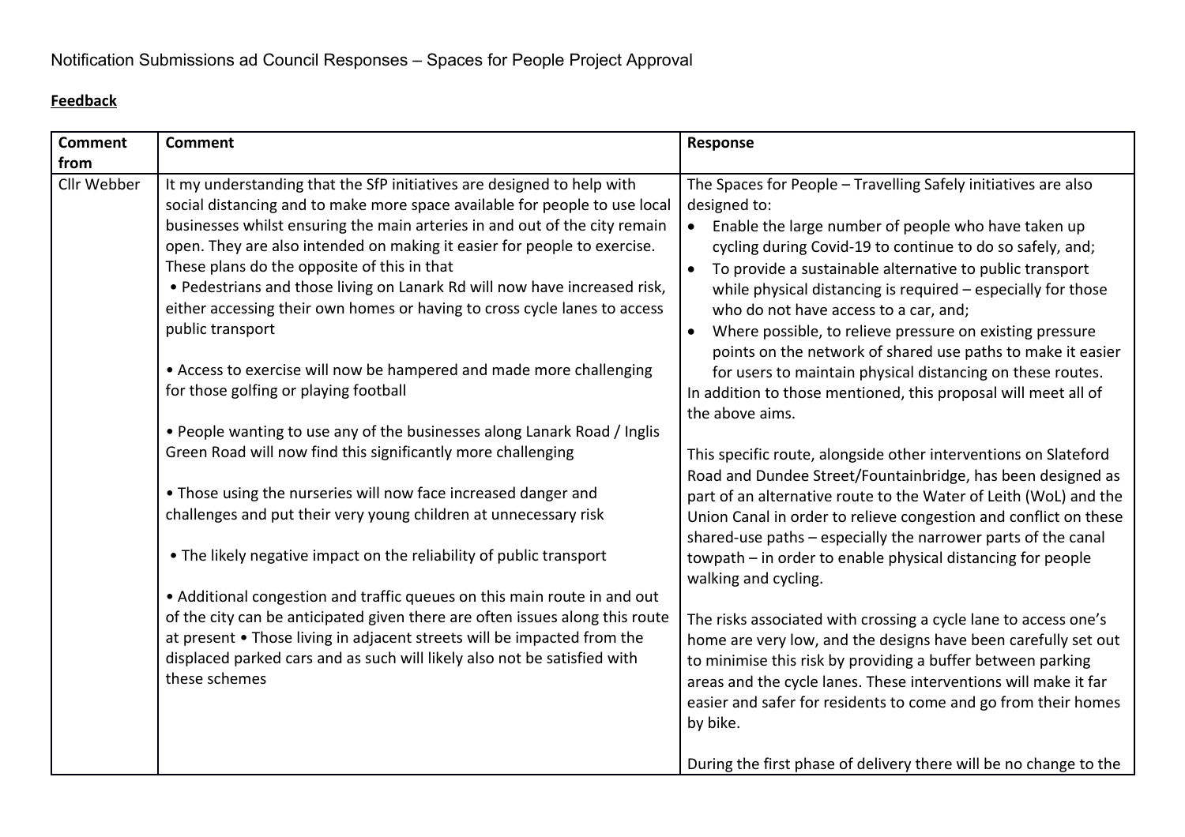Notification Submissions ad Council Responses – Spaces for People Project Approval

**Feedback**

| Comment from | Comment | Response |
|---|---|---|
| Cllr Webber | It my understanding that the SfP initiatives are designed to help with social distancing and to make more space available for people to use local businesses whilst ensuring the main arteries in and out of the city remain open. They are also intended on making it easier for people to exercise. These plans do the opposite of this in that<br>• Pedestrians and those living on Lanark Rd will now have increased risk, either accessing their own homes or having to cross cycle lanes to access public transport<br><br>• Access to exercise will now be hampered and made more challenging for those golfing or playing football<br><br>• People wanting to use any of the businesses along Lanark Road / Inglis Green Road will now find this significantly more challenging<br><br>• Those using the nurseries will now face increased danger and challenges and put their very young children at unnecessary risk<br><br>• The likely negative impact on the reliability of public transport<br><br>• Additional congestion and traffic queues on this main route in and out of the city can be anticipated given there are often issues along this route at present • Those living in adjacent streets will be impacted from the displaced parked cars and as such will likely also not be satisfied with these schemes | The Spaces for People – Travelling Safely initiatives are also designed to:<br>• Enable the large number of people who have taken up cycling during Covid-19 to continue to do so safely, and;<br>• To provide a sustainable alternative to public transport while physical distancing is required – especially for those who do not have access to a car, and;<br>• Where possible, to relieve pressure on existing pressure points on the network of shared use paths to make it easier for users to maintain physical distancing on these routes.<br>In addition to those mentioned, this proposal will meet all of the above aims.<br><br>This specific route, alongside other interventions on Slateford Road and Dundee Street/Fountainbridge, has been designed as part of an alternative route to the Water of Leith (WoL) and the Union Canal in order to relieve congestion and conflict on these shared-use paths – especially the narrower parts of the canal towpath – in order to enable physical distancing for people walking and cycling.<br><br>The risks associated with crossing a cycle lane to access one's home are very low, and the designs have been carefully set out to minimise this risk by providing a buffer between parking areas and the cycle lanes. These interventions will make it far easier and safer for residents to come and go from their homes by bike.<br><br>During the first phase of delivery there will be no change to the |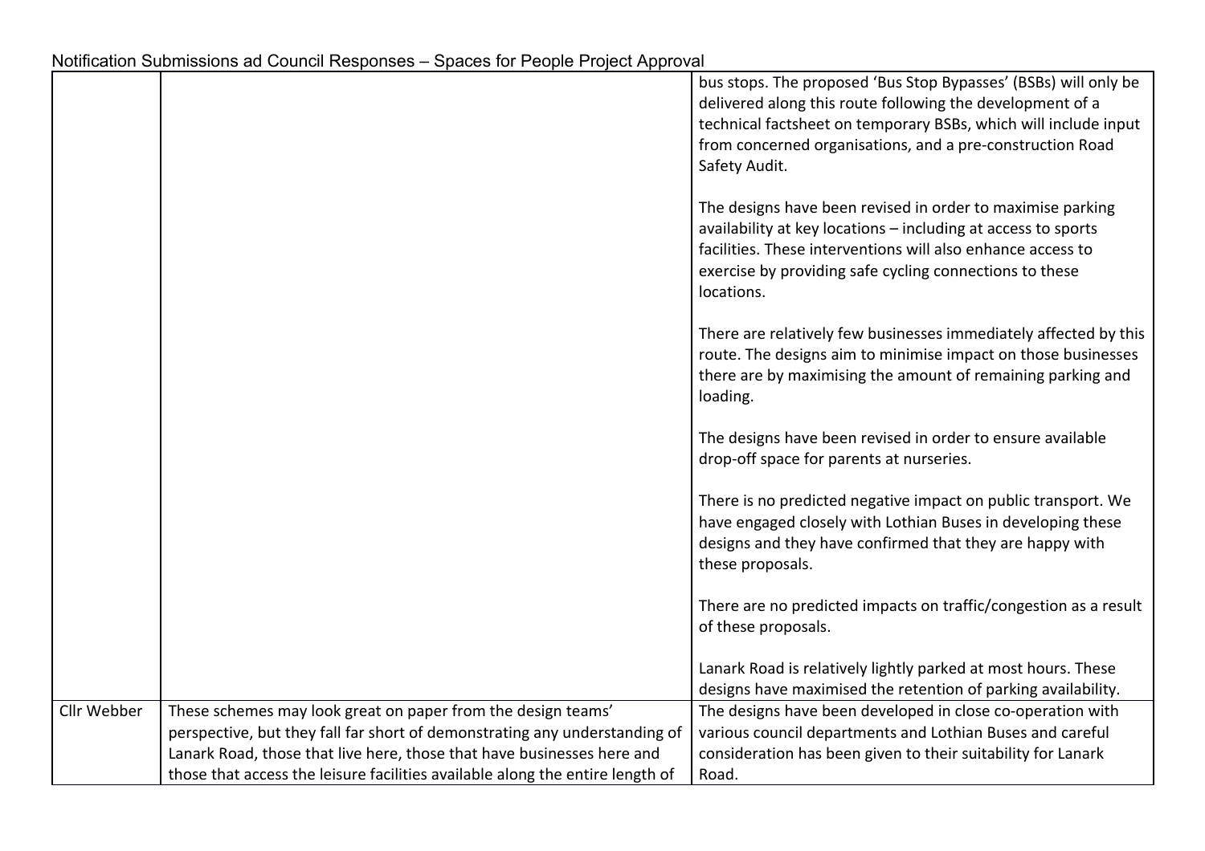Notification Submissions ad Council Responses – Spaces for People Project Approval

| | | |
|---|---|---|
| | | bus stops. The proposed 'Bus Stop Bypasses' (BSBs) will only be delivered along this route following the development of a technical factsheet on temporary BSBs, which will include input from concerned organisations, and a pre-construction Road Safety Audit.<br><br>The designs have been revised in order to maximise parking availability at key locations – including at access to sports facilities. These interventions will also enhance access to exercise by providing safe cycling connections to these locations.<br><br>There are relatively few businesses immediately affected by this route. The designs aim to minimise impact on those businesses there are by maximising the amount of remaining parking and loading.<br><br>The designs have been revised in order to ensure available drop-off space for parents at nurseries.<br><br>There is no predicted negative impact on public transport. We have engaged closely with Lothian Buses in developing these designs and they have confirmed that they are happy with these proposals.<br><br>There are no predicted impacts on traffic/congestion as a result of these proposals.<br><br>Lanark Road is relatively lightly parked at most hours. These designs have maximised the retention of parking availability. |
| Cllr Webber | These schemes may look great on paper from the design teams' perspective, but they fall far short of demonstrating any understanding of Lanark Road, those that live here, those that have businesses here and those that access the leisure facilities available along the entire length of | The designs have been developed in close co-operation with various council departments and Lothian Buses and careful consideration has been given to their suitability for Lanark Road. |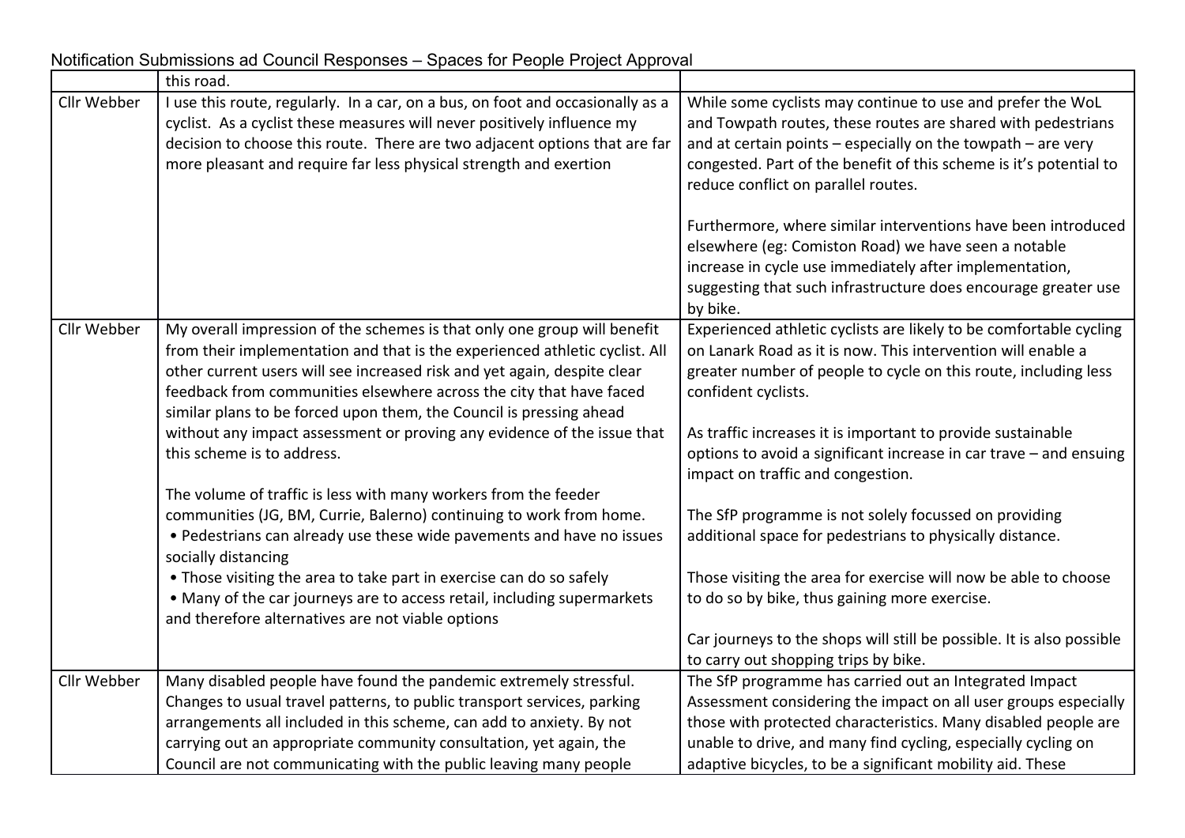Notification Submissions ad Council Responses – Spaces for People Project Approval

| | | |
|---|---|---|
| | this road. | |
| Cllr Webber | I use this route, regularly. In a car, on a bus, on foot and occasionally as a cyclist. As a cyclist these measures will never positively influence my decision to choose this route. There are two adjacent options that are far more pleasant and require far less physical strength and exertion | While some cyclists may continue to use and prefer the WoL and Towpath routes, these routes are shared with pedestrians and at certain points – especially on the towpath – are very congested. Part of the benefit of this scheme is it's potential to reduce conflict on parallel routes.<br><br>Furthermore, where similar interventions have been introduced elsewhere (eg: Comiston Road) we have seen a notable increase in cycle use immediately after implementation, suggesting that such infrastructure does encourage greater use by bike. |
| Cllr Webber | My overall impression of the schemes is that only one group will benefit from their implementation and that is the experienced athletic cyclist. All other current users will see increased risk and yet again, despite clear feedback from communities elsewhere across the city that have faced similar plans to be forced upon them, the Council is pressing ahead without any impact assessment or proving any evidence of the issue that this scheme is to address.<br><br>The volume of traffic is less with many workers from the feeder communities (JG, BM, Currie, Balerno) continuing to work from home.<br>• Pedestrians can already use these wide pavements and have no issues socially distancing<br>• Those visiting the area to take part in exercise can do so safely<br>• Many of the car journeys are to access retail, including supermarkets and therefore alternatives are not viable options | Experienced athletic cyclists are likely to be comfortable cycling on Lanark Road as it is now. This intervention will enable a greater number of people to cycle on this route, including less confident cyclists.<br><br>As traffic increases it is important to provide sustainable options to avoid a significant increase in car trave – and ensuing impact on traffic and congestion.<br><br>The SfP programme is not solely focussed on providing additional space for pedestrians to physically distance.<br><br>Those visiting the area for exercise will now be able to choose to do so by bike, thus gaining more exercise.<br><br>Car journeys to the shops will still be possible. It is also possible to carry out shopping trips by bike. |
| Cllr Webber | Many disabled people have found the pandemic extremely stressful. Changes to usual travel patterns, to public transport services, parking arrangements all included in this scheme, can add to anxiety. By not carrying out an appropriate community consultation, yet again, the Council are not communicating with the public leaving many people | The SfP programme has carried out an Integrated Impact Assessment considering the impact on all user groups especially those with protected characteristics. Many disabled people are unable to drive, and many find cycling, especially cycling on adaptive bicycles, to be a significant mobility aid. These |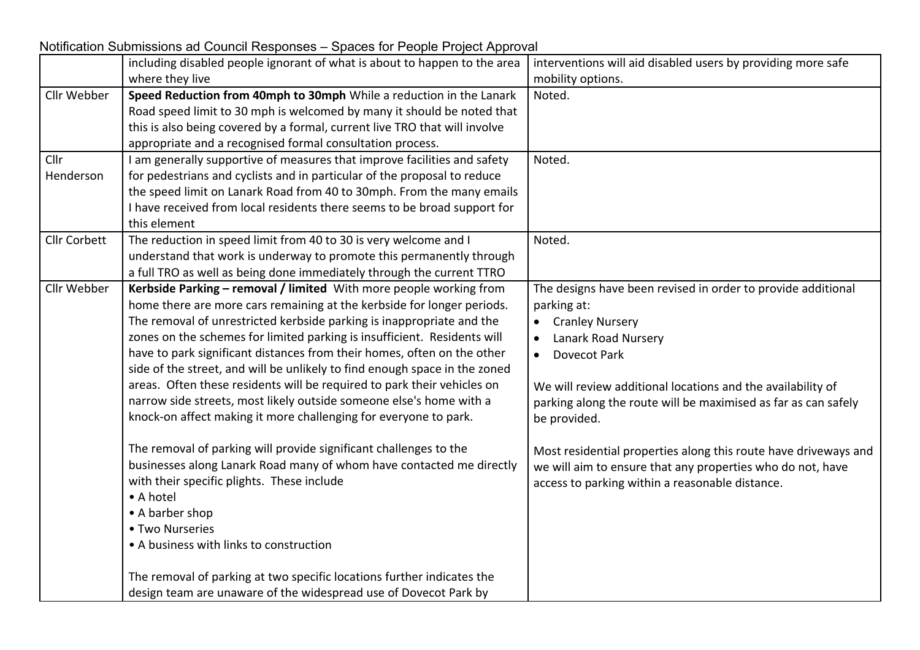Notification Submissions ad Council Responses – Spaces for People Project Approval

| | | |
|---|---|---|
| | including disabled people ignorant of what is about to happen to the area where they live | interventions will aid disabled users by providing more safe mobility options. |
| Cllr Webber | **Speed Reduction from 40mph to 30mph** While a reduction in the Lanark Road speed limit to 30 mph is welcomed by many it should be noted that this is also being covered by a formal, current live TRO that will involve appropriate and a recognised formal consultation process. | Noted. |
| Cllr Henderson | I am generally supportive of measures that improve facilities and safety for pedestrians and cyclists and in particular of the proposal to reduce the speed limit on Lanark Road from 40 to 30mph. From the many emails I have received from local residents there seems to be broad support for this element | Noted. |
| Cllr Corbett | The reduction in speed limit from 40 to 30 is very welcome and I understand that work is underway to promote this permanently through a full TRO as well as being done immediately through the current TTRO | Noted. |
| Cllr Webber | **Kerbside Parking – removal / limited** With more people working from home there are more cars remaining at the kerbside for longer periods. The removal of unrestricted kerbside parking is inappropriate and the zones on the schemes for limited parking is insufficient. Residents will have to park significant distances from their homes, often on the other side of the street, and will be unlikely to find enough space in the zoned areas. Often these residents will be required to park their vehicles on narrow side streets, most likely outside someone else's home with a knock-on affect making it more challenging for everyone to park.<br><br>The removal of parking will provide significant challenges to the businesses along Lanark Road many of whom have contacted me directly with their specific plights. These include<br>• A hotel<br>• A barber shop<br>• Two Nurseries<br>• A business with links to construction<br><br>The removal of parking at two specific locations further indicates the design team are unaware of the widespread use of Dovecot Park by | The designs have been revised in order to provide additional parking at:<br>• Cranley Nursery<br>• Lanark Road Nursery<br>• Dovecot Park<br><br>We will review additional locations and the availability of parking along the route will be maximised as far as can safely be provided.<br><br>Most residential properties along this route have driveways and we will aim to ensure that any properties who do not, have access to parking within a reasonable distance. |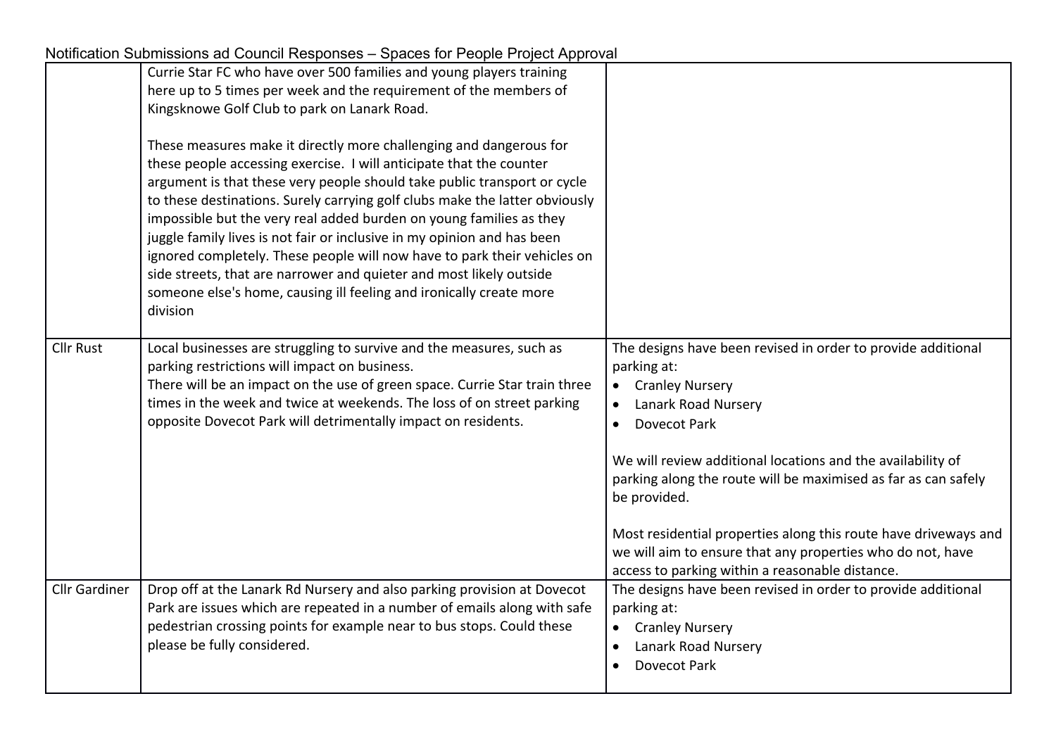Notification Submissions ad Council Responses – Spaces for People Project Approval

| | | |
|---|---|---|
| | Currie Star FC who have over 500 families and young players training here up to 5 times per week and the requirement of the members of Kingsknowe Golf Club to park on Lanark Road.<br><br>These measures make it directly more challenging and dangerous for these people accessing exercise. I will anticipate that the counter argument is that these very people should take public transport or cycle to these destinations. Surely carrying golf clubs make the latter obviously impossible but the very real added burden on young families as they juggle family lives is not fair or inclusive in my opinion and has been ignored completely. These people will now have to park their vehicles on side streets, that are narrower and quieter and most likely outside someone else's home, causing ill feeling and ironically create more division | |
| Cllr Rust | Local businesses are struggling to survive and the measures, such as parking restrictions will impact on business.<br>There will be an impact on the use of green space. Currie Star train three times in the week and twice at weekends. The loss of on street parking opposite Dovecot Park will detrimentally impact on residents. | The designs have been revised in order to provide additional parking at:<br>• Cranley Nursery<br>• Lanark Road Nursery<br>• Dovecot Park<br><br>We will review additional locations and the availability of parking along the route will be maximised as far as can safely be provided.<br><br>Most residential properties along this route have driveways and we will aim to ensure that any properties who do not, have access to parking within a reasonable distance. |
| Cllr Gardiner | Drop off at the Lanark Rd Nursery and also parking provision at Dovecot Park are issues which are repeated in a number of emails along with safe pedestrian crossing points for example near to bus stops. Could these please be fully considered. | The designs have been revised in order to provide additional parking at:<br>• Cranley Nursery<br>• Lanark Road Nursery<br>• Dovecot Park |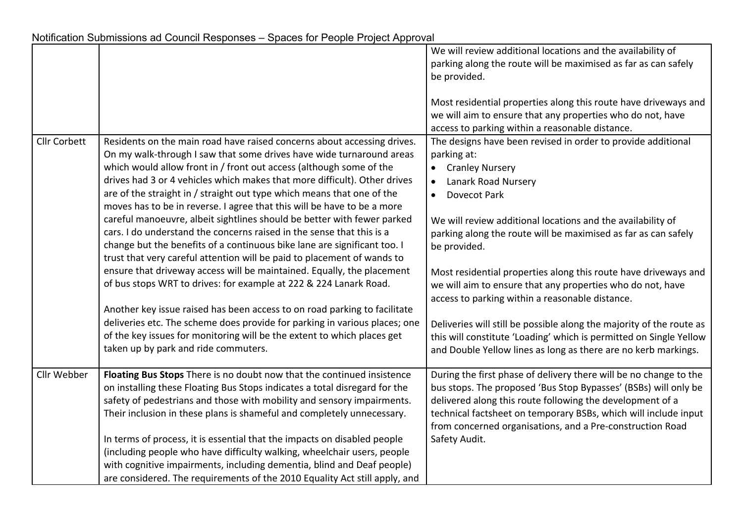Notification Submissions ad Council Responses – Spaces for People Project Approval

| | | |
|---|---|---|
| | | We will review additional locations and the availability of parking along the route will be maximised as far as can safely be provided.<br><br>Most residential properties along this route have driveways and we will aim to ensure that any properties who do not, have access to parking within a reasonable distance. |
| Cllr Corbett | Residents on the main road have raised concerns about accessing drives. On my walk-through I saw that some drives have wide turnaround areas which would allow front in / front out access (although some of the drives had 3 or 4 vehicles which makes that more difficult). Other drives are of the straight in / straight out type which means that one of the moves has to be in reverse. I agree that this will be have to be a more careful manoeuvre, albeit sightlines should be better with fewer parked cars. I do understand the concerns raised in the sense that this is a change but the benefits of a continuous bike lane are significant too. I trust that very careful attention will be paid to placement of wands to ensure that driveway access will be maintained. Equally, the placement of bus stops WRT to drives: for example at 222 & 224 Lanark Road.<br><br>Another key issue raised has been access to on road parking to facilitate deliveries etc. The scheme does provide for parking in various places; one of the key issues for monitoring will be the extent to which places get taken up by park and ride commuters. | The designs have been revised in order to provide additional parking at:<br>• Cranley Nursery<br>• Lanark Road Nursery<br>• Dovecot Park<br><br>We will review additional locations and the availability of parking along the route will be maximised as far as can safely be provided.<br><br>Most residential properties along this route have driveways and we will aim to ensure that any properties who do not, have access to parking within a reasonable distance.<br><br>Deliveries will still be possible along the majority of the route as this will constitute 'Loading' which is permitted on Single Yellow and Double Yellow lines as long as there are no kerb markings. |
| Cllr Webber | **Floating Bus Stops** There is no doubt now that the continued insistence on installing these Floating Bus Stops indicates a total disregard for the safety of pedestrians and those with mobility and sensory impairments. Their inclusion in these plans is shameful and completely unnecessary.<br><br>In terms of process, it is essential that the impacts on disabled people (including people who have difficulty walking, wheelchair users, people with cognitive impairments, including dementia, blind and Deaf people) are considered. The requirements of the 2010 Equality Act still apply, and | During the first phase of delivery there will be no change to the bus stops. The proposed 'Bus Stop Bypasses' (BSBs) will only be delivered along this route following the development of a technical factsheet on temporary BSBs, which will include input from concerned organisations, and a Pre-construction Road Safety Audit. |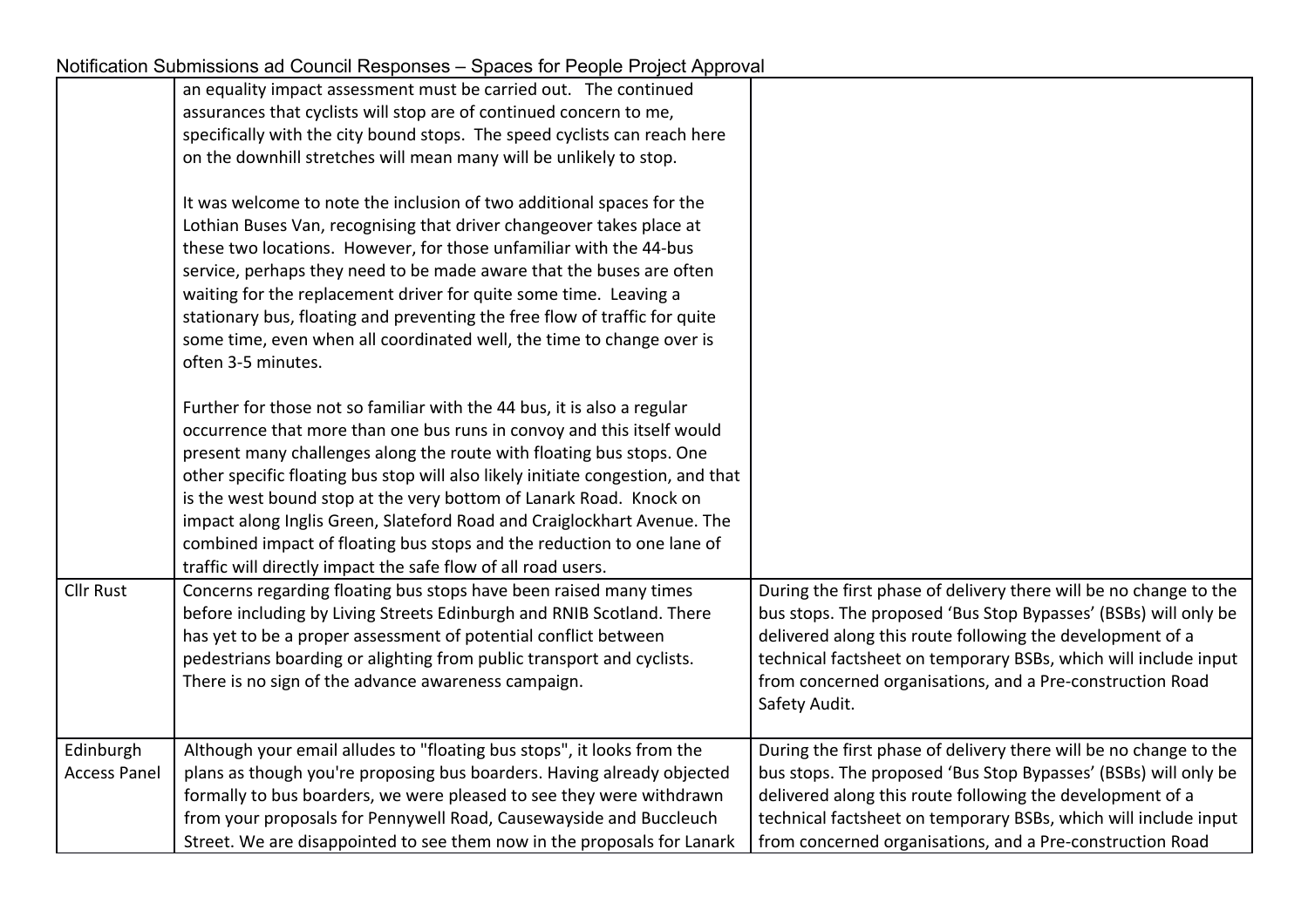Notification Submissions ad Council Responses – Spaces for People Project Approval

| | | |
|---|---|---|
| | an equality impact assessment must be carried out. The continued assurances that cyclists will stop are of continued concern to me, specifically with the city bound stops. The speed cyclists can reach here on the downhill stretches will mean many will be unlikely to stop.<br><br>It was welcome to note the inclusion of two additional spaces for the Lothian Buses Van, recognising that driver changeover takes place at these two locations. However, for those unfamiliar with the 44-bus service, perhaps they need to be made aware that the buses are often waiting for the replacement driver for quite some time. Leaving a stationary bus, floating and preventing the free flow of traffic for quite some time, even when all coordinated well, the time to change over is often 3-5 minutes.<br><br>Further for those not so familiar with the 44 bus, it is also a regular occurrence that more than one bus runs in convoy and this itself would present many challenges along the route with floating bus stops. One other specific floating bus stop will also likely initiate congestion, and that is the west bound stop at the very bottom of Lanark Road. Knock on impact along Inglis Green, Slateford Road and Craiglockhart Avenue. The combined impact of floating bus stops and the reduction to one lane of traffic will directly impact the safe flow of all road users. | |
| Cllr Rust | Concerns regarding floating bus stops have been raised many times before including by Living Streets Edinburgh and RNIB Scotland. There has yet to be a proper assessment of potential conflict between pedestrians boarding or alighting from public transport and cyclists. There is no sign of the advance awareness campaign. | During the first phase of delivery there will be no change to the bus stops. The proposed 'Bus Stop Bypasses' (BSBs) will only be delivered along this route following the development of a technical factsheet on temporary BSBs, which will include input from concerned organisations, and a Pre-construction Road Safety Audit. |
| Edinburgh Access Panel | Although your email alludes to "floating bus stops", it looks from the plans as though you're proposing bus boarders. Having already objected formally to bus boarders, we were pleased to see they were withdrawn from your proposals for Pennywell Road, Causewayside and Buccleuch Street. We are disappointed to see them now in the proposals for Lanark | During the first phase of delivery there will be no change to the bus stops. The proposed 'Bus Stop Bypasses' (BSBs) will only be delivered along this route following the development of a technical factsheet on temporary BSBs, which will include input from concerned organisations, and a Pre-construction Road |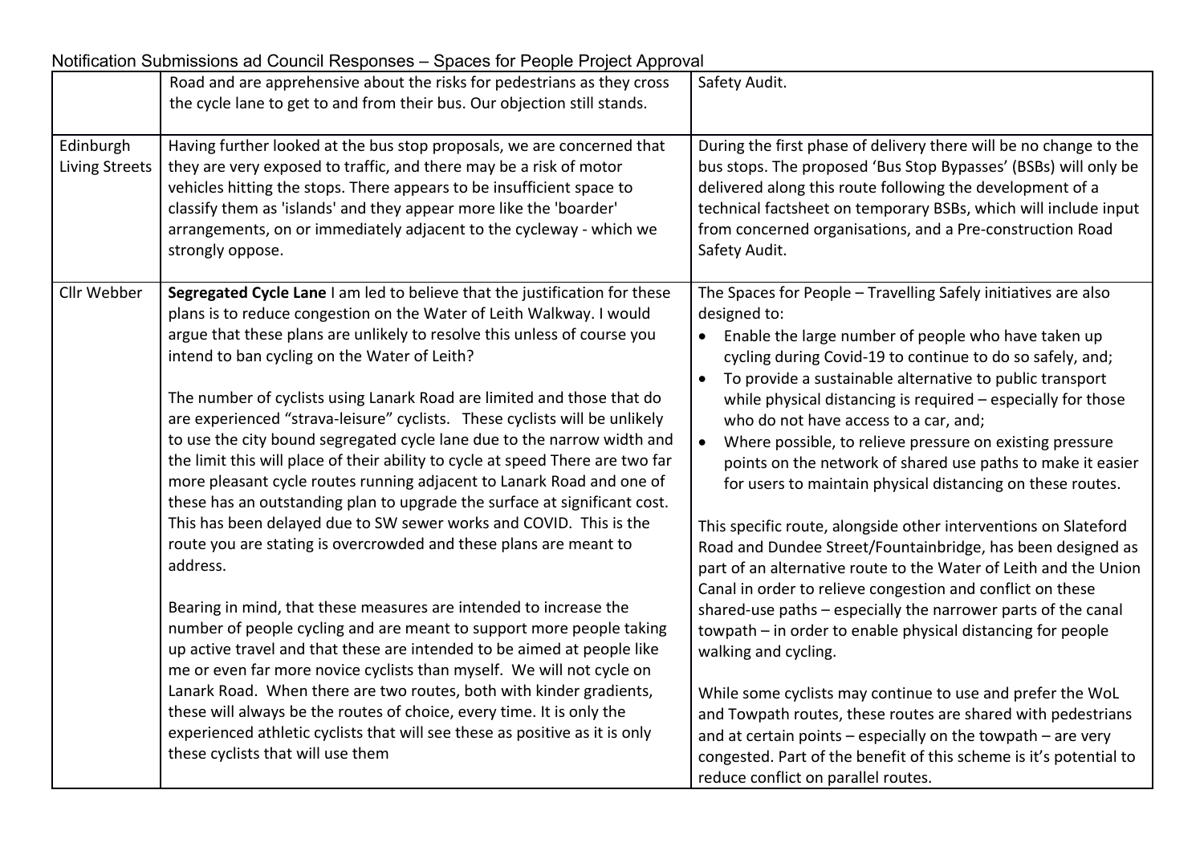Notification Submissions ad Council Responses – Spaces for People Project Approval

| | | |
|---|---|---|
| | Road and are apprehensive about the risks for pedestrians as they cross the cycle lane to get to and from their bus. Our objection still stands. | Safety Audit. |
| Edinburgh Living Streets | Having further looked at the bus stop proposals, we are concerned that they are very exposed to traffic, and there may be a risk of motor vehicles hitting the stops. There appears to be insufficient space to classify them as 'islands' and they appear more like the 'boarder' arrangements, on or immediately adjacent to the cycleway - which we strongly oppose. | During the first phase of delivery there will be no change to the bus stops. The proposed 'Bus Stop Bypasses' (BSBs) will only be delivered along this route following the development of a technical factsheet on temporary BSBs, which will include input from concerned organisations, and a Pre-construction Road Safety Audit. |
| Cllr Webber | **Segregated Cycle Lane** I am led to believe that the justification for these plans is to reduce congestion on the Water of Leith Walkway. I would argue that these plans are unlikely to resolve this unless of course you intend to ban cycling on the Water of Leith?<br><br>The number of cyclists using Lanark Road are limited and those that do are experienced "strava-leisure" cyclists. These cyclists will be unlikely to use the city bound segregated cycle lane due to the narrow width and the limit this will place of their ability to cycle at speed There are two far more pleasant cycle routes running adjacent to Lanark Road and one of these has an outstanding plan to upgrade the surface at significant cost. This has been delayed due to SW sewer works and COVID. This is the route you are stating is overcrowded and these plans are meant to address.<br><br>Bearing in mind, that these measures are intended to increase the number of people cycling and are meant to support more people taking up active travel and that these are intended to be aimed at people like me or even far more novice cyclists than myself. We will not cycle on Lanark Road. When there are two routes, both with kinder gradients, these will always be the routes of choice, every time. It is only the experienced athletic cyclists that will see these as positive as it is only these cyclists that will use them | The Spaces for People – Travelling Safely initiatives are also designed to:<br>• Enable the large number of people who have taken up cycling during Covid-19 to continue to do so safely, and;<br>• To provide a sustainable alternative to public transport while physical distancing is required – especially for those who do not have access to a car, and;<br>• Where possible, to relieve pressure on existing pressure points on the network of shared use paths to make it easier for users to maintain physical distancing on these routes.<br><br>This specific route, alongside other interventions on Slateford Road and Dundee Street/Fountainbridge, has been designed as part of an alternative route to the Water of Leith and the Union Canal in order to relieve congestion and conflict on these shared-use paths – especially the narrower parts of the canal towpath – in order to enable physical distancing for people walking and cycling.<br><br>While some cyclists may continue to use and prefer the WoL and Towpath routes, these routes are shared with pedestrians and at certain points – especially on the towpath – are very congested. Part of the benefit of this scheme is it's potential to reduce conflict on parallel routes. |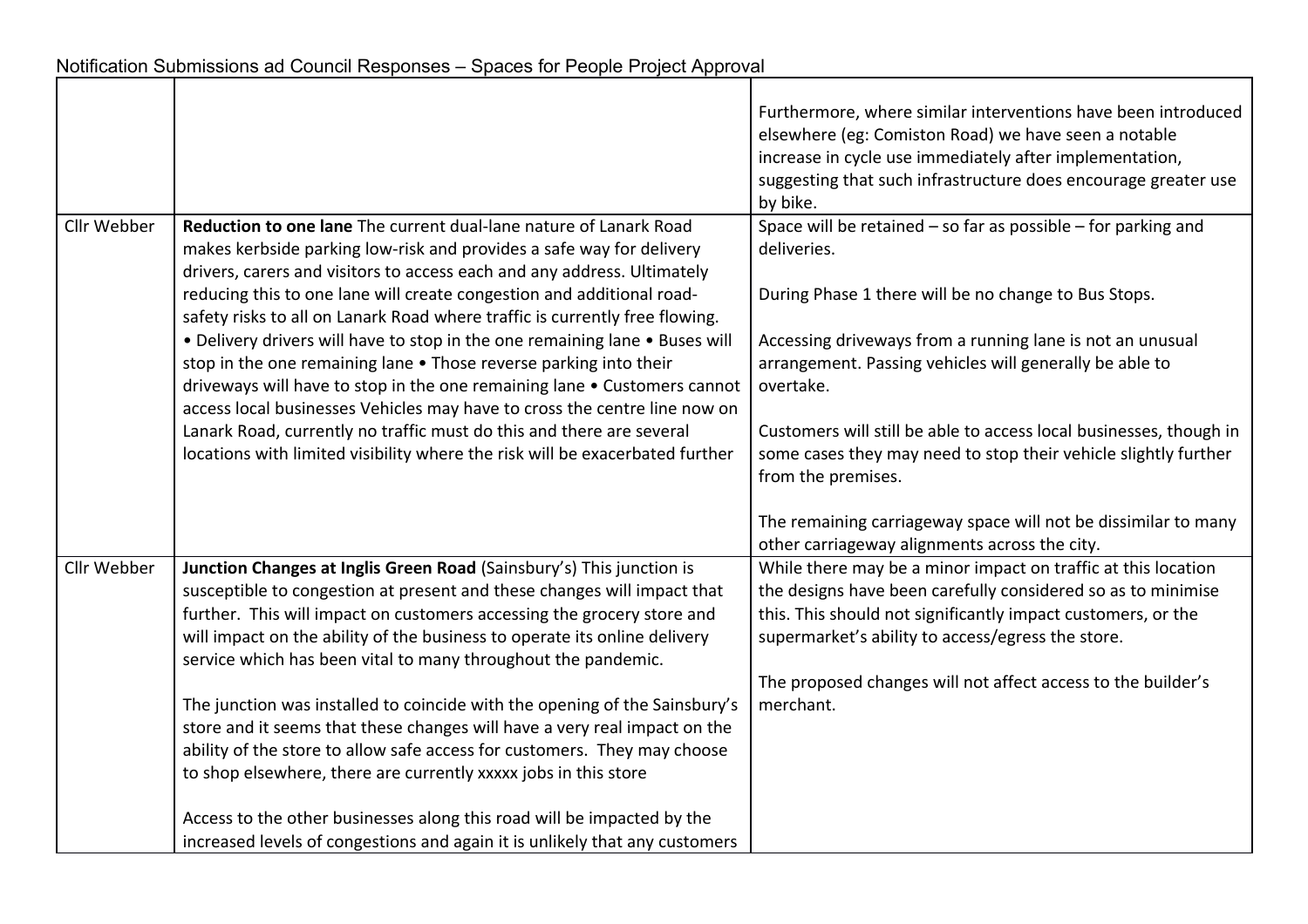Notification Submissions ad Council Responses – Spaces for People Project Approval

| | | |
|---|---|---|
| | | Furthermore, where similar interventions have been introduced elsewhere (eg: Comiston Road) we have seen a notable increase in cycle use immediately after implementation, suggesting that such infrastructure does encourage greater use by bike. |
| Cllr Webber | **Reduction to one lane** The current dual-lane nature of Lanark Road makes kerbside parking low-risk and provides a safe way for delivery drivers, carers and visitors to access each and any address. Ultimately reducing this to one lane will create congestion and additional road-safety risks to all on Lanark Road where traffic is currently free flowing. • Delivery drivers will have to stop in the one remaining lane • Buses will stop in the one remaining lane • Those reverse parking into their driveways will have to stop in the one remaining lane • Customers cannot access local businesses Vehicles may have to cross the centre line now on Lanark Road, currently no traffic must do this and there are several locations with limited visibility where the risk will be exacerbated further | Space will be retained – so far as possible – for parking and deliveries.<br><br>During Phase 1 there will be no change to Bus Stops.<br><br>Accessing driveways from a running lane is not an unusual arrangement. Passing vehicles will generally be able to overtake.<br><br>Customers will still be able to access local businesses, though in some cases they may need to stop their vehicle slightly further from the premises.<br><br>The remaining carriageway space will not be dissimilar to many other carriageway alignments across the city. |
| Cllr Webber | **Junction Changes at Inglis Green Road** (Sainsbury's) This junction is susceptible to congestion at present and these changes will impact that further. This will impact on customers accessing the grocery store and will impact on the ability of the business to operate its online delivery service which has been vital to many throughout the pandemic.<br><br>The junction was installed to coincide with the opening of the Sainsbury's store and it seems that these changes will have a very real impact on the ability of the store to allow safe access for customers. They may choose to shop elsewhere, there are currently xxxxx jobs in this store<br><br>Access to the other businesses along this road will be impacted by the increased levels of congestions and again it is unlikely that any customers | While there may be a minor impact on traffic at this location the designs have been carefully considered so as to minimise this. This should not significantly impact customers, or the supermarket's ability to access/egress the store.<br><br>The proposed changes will not affect access to the builder's merchant. |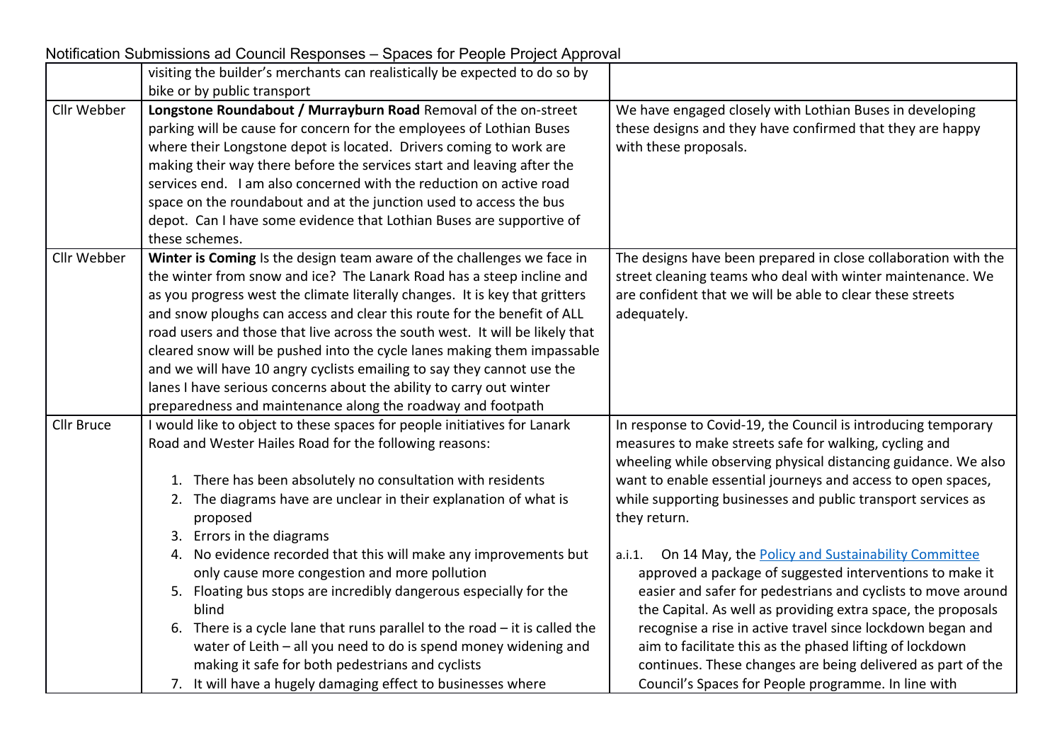Notification Submissions ad Council Responses – Spaces for People Project Approval

| | | |
|---|---|---|
| | visiting the builder's merchants can realistically be expected to do so by bike or by public transport | |
| Cllr Webber | **Longstone Roundabout / Murrayburn Road** Removal of the on-street parking will be cause for concern for the employees of Lothian Buses where their Longstone depot is located. Drivers coming to work are making their way there before the services start and leaving after the services end. I am also concerned with the reduction on active road space on the roundabout and at the junction used to access the bus depot. Can I have some evidence that Lothian Buses are supportive of these schemes. | We have engaged closely with Lothian Buses in developing these designs and they have confirmed that they are happy with these proposals. |
| Cllr Webber | **Winter is Coming** Is the design team aware of the challenges we face in the winter from snow and ice? The Lanark Road has a steep incline and as you progress west the climate literally changes. It is key that gritters and snow ploughs can access and clear this route for the benefit of ALL road users and those that live across the south west. It will be likely that cleared snow will be pushed into the cycle lanes making them impassable and we will have 10 angry cyclists emailing to say they cannot use the lanes I have serious concerns about the ability to carry out winter preparedness and maintenance along the roadway and footpath | The designs have been prepared in close collaboration with the street cleaning teams who deal with winter maintenance. We are confident that we will be able to clear these streets adequately. |
| Cllr Bruce | I would like to object to these spaces for people initiatives for Lanark Road and Wester Hailes Road for the following reasons:<br><br>1. There has been absolutely no consultation with residents<br>2. The diagrams have are unclear in their explanation of what is proposed<br>3. Errors in the diagrams<br>4. No evidence recorded that this will make any improvements but only cause more congestion and more pollution<br>5. Floating bus stops are incredibly dangerous especially for the blind<br>6. There is a cycle lane that runs parallel to the road – it is called the water of Leith – all you need to do is spend money widening and making it safe for both pedestrians and cyclists<br>7. It will have a hugely damaging effect to businesses where | In response to Covid-19, the Council is introducing temporary measures to make streets safe for walking, cycling and wheeling while observing physical distancing guidance. We also want to enable essential journeys and access to open spaces, while supporting businesses and public transport services as they return.<br><br>a.i.1. On 14 May, the [Policy and Sustainability Committee]() approved a package of suggested interventions to make it easier and safer for pedestrians and cyclists to move around the Capital. As well as providing extra space, the proposals recognise a rise in active travel since lockdown began and aim to facilitate this as the phased lifting of lockdown continues. These changes are being delivered as part of the Council's Spaces for People programme. In line with |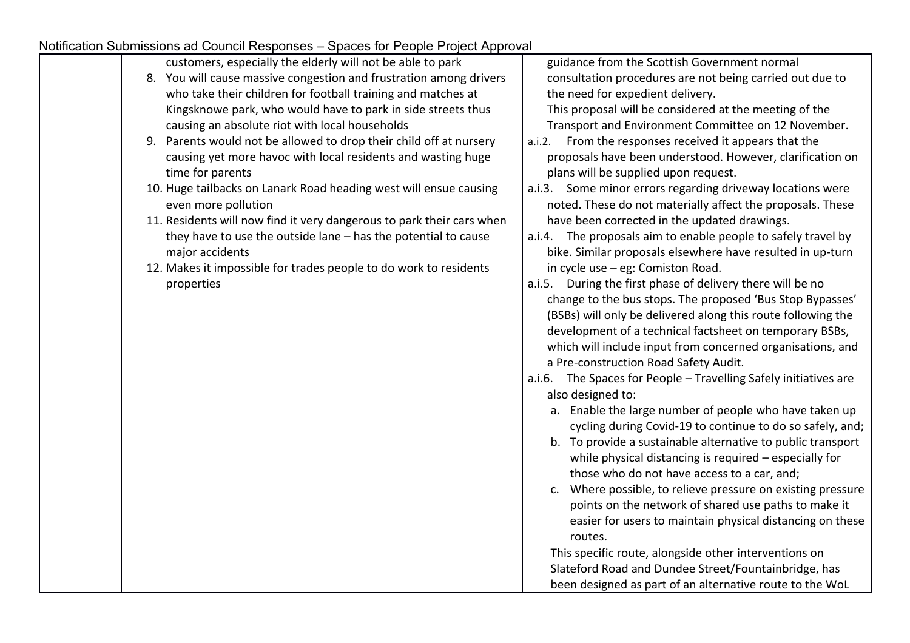Notification Submissions ad Council Responses – Spaces for People Project Approval

| | | |
|---|---|---|
| | customers, especially the elderly will not be able to park<br>8. You will cause massive congestion and frustration among drivers who take their children for football training and matches at Kingsknowe park, who would have to park in side streets thus causing an absolute riot with local households<br>9. Parents would not be allowed to drop their child off at nursery causing yet more havoc with local residents and wasting huge time for parents<br>10. Huge tailbacks on Lanark Road heading west will ensue causing even more pollution<br>11. Residents will now find it very dangerous to park their cars when they have to use the outside lane – has the potential to cause major accidents<br>12. Makes it impossible for trades people to do work to residents properties | guidance from the Scottish Government normal consultation procedures are not being carried out due to the need for expedient delivery.<br>This proposal will be considered at the meeting of the Transport and Environment Committee on 12 November.<br>a.i.2. From the responses received it appears that the proposals have been understood. However, clarification on plans will be supplied upon request.<br>a.i.3. Some minor errors regarding driveway locations were noted. These do not materially affect the proposals. These have been corrected in the updated drawings.<br>a.i.4. The proposals aim to enable people to safely travel by bike. Similar proposals elsewhere have resulted in up-turn in cycle use – eg: Comiston Road.<br>a.i.5. During the first phase of delivery there will be no change to the bus stops. The proposed 'Bus Stop Bypasses' (BSBs) will only be delivered along this route following the development of a technical factsheet on temporary BSBs, which will include input from concerned organisations, and a Pre-construction Road Safety Audit.<br>a.i.6. The Spaces for People – Travelling Safely initiatives are also designed to:<br>a. Enable the large number of people who have taken up cycling during Covid-19 to continue to do so safely, and;<br>b. To provide a sustainable alternative to public transport while physical distancing is required – especially for those who do not have access to a car, and;<br>c. Where possible, to relieve pressure on existing pressure points on the network of shared use paths to make it easier for users to maintain physical distancing on these routes.<br>This specific route, alongside other interventions on Slateford Road and Dundee Street/Fountainbridge, has been designed as part of an alternative route to the WoL |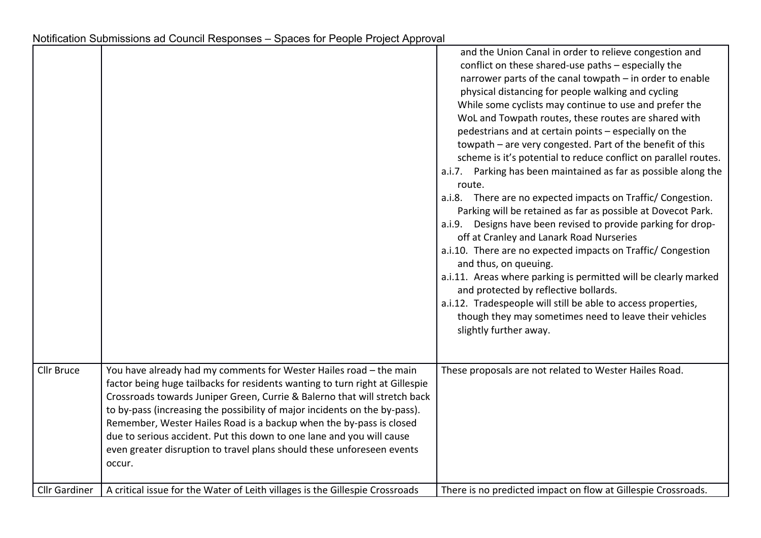Notification Submissions ad Council Responses – Spaces for People Project Approval

| | | |
|---|---|---|
| | | and the Union Canal in order to relieve congestion and conflict on these shared-use paths – especially the narrower parts of the canal towpath – in order to enable physical distancing for people walking and cycling<br>While some cyclists may continue to use and prefer the WoL and Towpath routes, these routes are shared with pedestrians and at certain points – especially on the towpath – are very congested. Part of the benefit of this scheme is it's potential to reduce conflict on parallel routes.<br>a.i.7. Parking has been maintained as far as possible along the route.<br>a.i.8. There are no expected impacts on Traffic/ Congestion. Parking will be retained as far as possible at Dovecot Park.<br>a.i.9. Designs have been revised to provide parking for drop-off at Cranley and Lanark Road Nurseries<br>a.i.10. There are no expected impacts on Traffic/ Congestion and thus, on queuing.<br>a.i.11. Areas where parking is permitted will be clearly marked and protected by reflective bollards.<br>a.i.12. Tradespeople will still be able to access properties, though they may sometimes need to leave their vehicles slightly further away. |
| Cllr Bruce | You have already had my comments for Wester Hailes road – the main factor being huge tailbacks for residents wanting to turn right at Gillespie Crossroads towards Juniper Green, Currie & Balerno that will stretch back to by-pass (increasing the possibility of major incidents on the by-pass). Remember, Wester Hailes Road is a backup when the by-pass is closed due to serious accident. Put this down to one lane and you will cause even greater disruption to travel plans should these unforeseen events occur. | These proposals are not related to Wester Hailes Road. |
| Cllr Gardiner | A critical issue for the Water of Leith villages is the Gillespie Crossroads | There is no predicted impact on flow at Gillespie Crossroads. |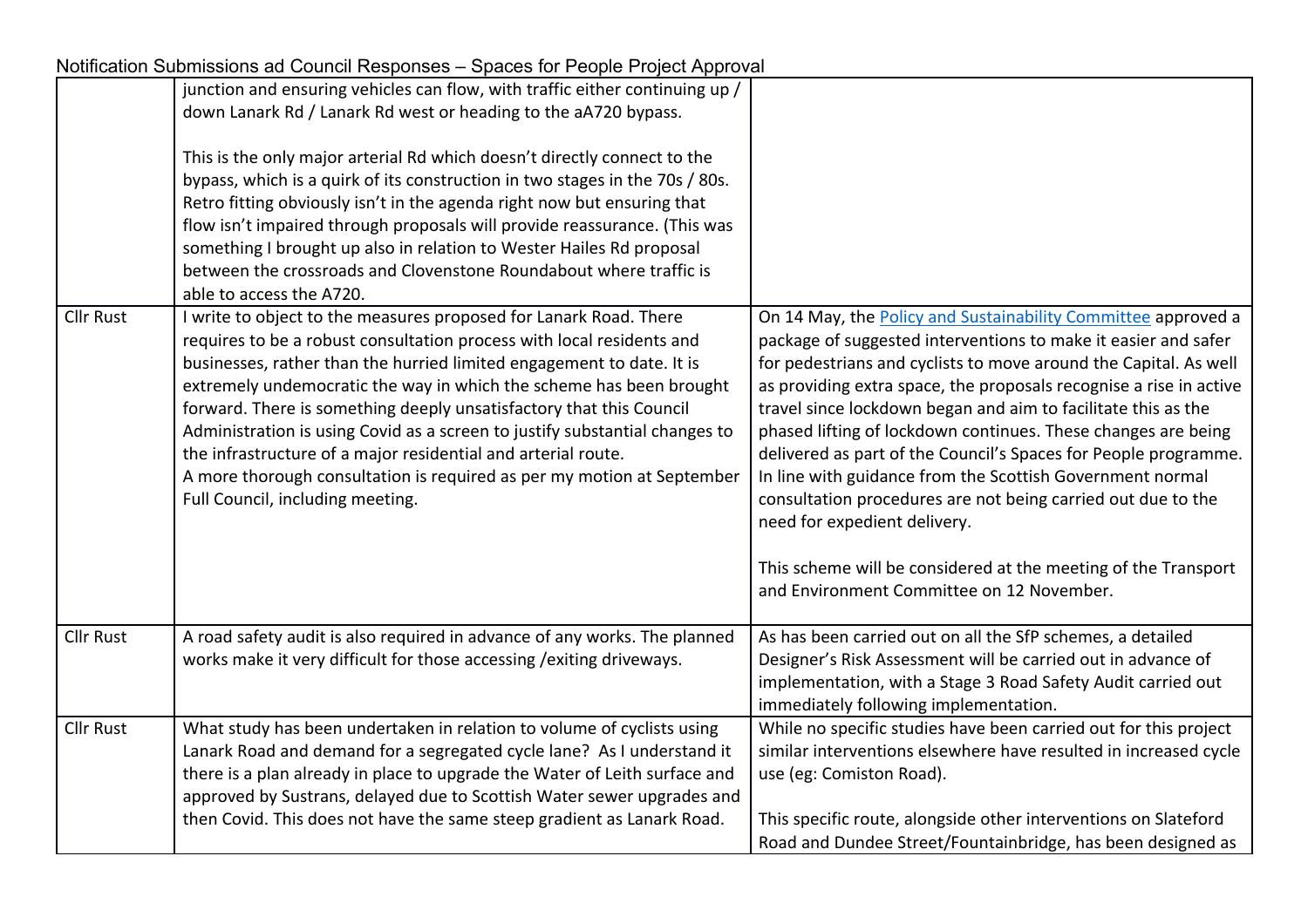Notification Submissions ad Council Responses – Spaces for People Project Approval

| | | |
|---|---|---|
| | junction and ensuring vehicles can flow, with traffic either continuing up / down Lanark Rd / Lanark Rd west or heading to the aA720 bypass.<br><br>This is the only major arterial Rd which doesn't directly connect to the bypass, which is a quirk of its construction in two stages in the 70s / 80s. Retro fitting obviously isn't in the agenda right now but ensuring that flow isn't impaired through proposals will provide reassurance. (This was something I brought up also in relation to Wester Hailes Rd proposal between the crossroads and Clovenstone Roundabout where traffic is able to access the A720. | |
| Cllr Rust | I write to object to the measures proposed for Lanark Road. There requires to be a robust consultation process with local residents and businesses, rather than the hurried limited engagement to date. It is extremely undemocratic the way in which the scheme has been brought forward. There is something deeply unsatisfactory that this Council Administration is using Covid as a screen to justify substantial changes to the infrastructure of a major residential and arterial route.<br>A more thorough consultation is required as per my motion at September Full Council, including meeting. | On 14 May, the Policy and Sustainability Committee approved a package of suggested interventions to make it easier and safer for pedestrians and cyclists to move around the Capital. As well as providing extra space, the proposals recognise a rise in active travel since lockdown began and aim to facilitate this as the phased lifting of lockdown continues. These changes are being delivered as part of the Council's Spaces for People programme. In line with guidance from the Scottish Government normal consultation procedures are not being carried out due to the need for expedient delivery.<br><br>This scheme will be considered at the meeting of the Transport and Environment Committee on 12 November. |
| Cllr Rust | A road safety audit is also required in advance of any works. The planned works make it very difficult for those accessing /exiting driveways. | As has been carried out on all the SfP schemes, a detailed Designer's Risk Assessment will be carried out in advance of implementation, with a Stage 3 Road Safety Audit carried out immediately following implementation. |
| Cllr Rust | What study has been undertaken in relation to volume of cyclists using Lanark Road and demand for a segregated cycle lane? As I understand it there is a plan already in place to upgrade the Water of Leith surface and approved by Sustrans, delayed due to Scottish Water sewer upgrades and then Covid. This does not have the same steep gradient as Lanark Road. | While no specific studies have been carried out for this project similar interventions elsewhere have resulted in increased cycle use (eg: Comiston Road).<br><br>This specific route, alongside other interventions on Slateford Road and Dundee Street/Fountainbridge, has been designed as |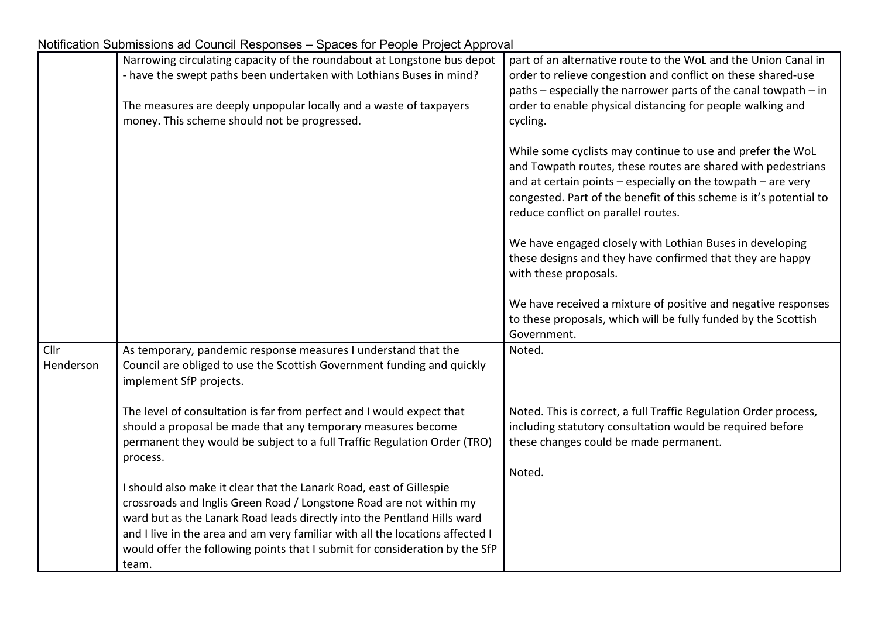Notification Submissions ad Council Responses – Spaces for People Project Approval

| | | |
|---|---|---|
| | Narrowing circulating capacity of the roundabout at Longstone bus depot - have the swept paths been undertaken with Lothians Buses in mind?<br><br>The measures are deeply unpopular locally and a waste of taxpayers money. This scheme should not be progressed. | part of an alternative route to the WoL and the Union Canal in order to relieve congestion and conflict on these shared-use paths – especially the narrower parts of the canal towpath – in order to enable physical distancing for people walking and cycling.<br><br>While some cyclists may continue to use and prefer the WoL and Towpath routes, these routes are shared with pedestrians and at certain points – especially on the towpath – are very congested. Part of the benefit of this scheme is it's potential to reduce conflict on parallel routes.<br><br>We have engaged closely with Lothian Buses in developing these designs and they have confirmed that they are happy with these proposals.<br><br>We have received a mixture of positive and negative responses to these proposals, which will be fully funded by the Scottish Government. |
| Cllr Henderson | As temporary, pandemic response measures I understand that the Council are obliged to use the Scottish Government funding and quickly implement SfP projects.<br><br>The level of consultation is far from perfect and I would expect that should a proposal be made that any temporary measures become permanent they would be subject to a full Traffic Regulation Order (TRO) process.<br><br>I should also make it clear that the Lanark Road, east of Gillespie crossroads and Inglis Green Road / Longstone Road are not within my ward but as the Lanark Road leads directly into the Pentland Hills ward and I live in the area and am very familiar with all the locations affected I would offer the following points that I submit for consideration by the SfP team. | Noted.<br><br>Noted. This is correct, a full Traffic Regulation Order process, including statutory consultation would be required before these changes could be made permanent.<br><br>Noted. |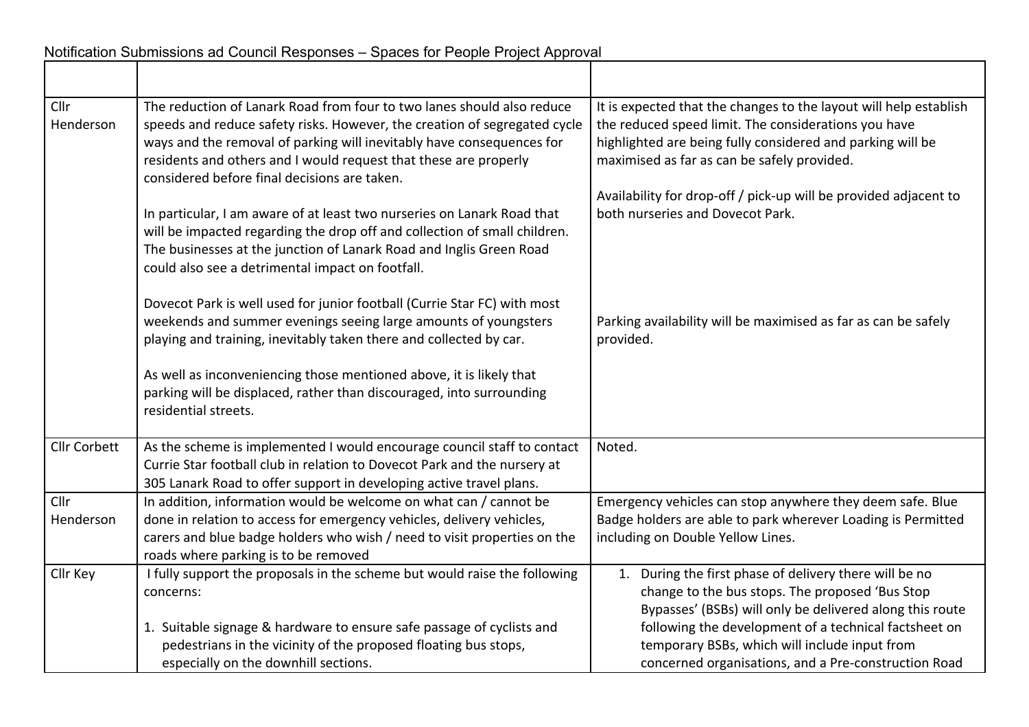Notification Submissions ad Council Responses – Spaces for People Project Approval

| | | |
|---|---|---|
| Cllr Henderson | The reduction of Lanark Road from four to two lanes should also reduce speeds and reduce safety risks. However, the creation of segregated cycle ways and the removal of parking will inevitably have consequences for residents and others and I would request that these are properly considered before final decisions are taken.<br><br>In particular, I am aware of at least two nurseries on Lanark Road that will be impacted regarding the drop off and collection of small children. The businesses at the junction of Lanark Road and Inglis Green Road could also see a detrimental impact on footfall.<br><br>Dovecot Park is well used for junior football (Currie Star FC) with most weekends and summer evenings seeing large amounts of youngsters playing and training, inevitably taken there and collected by car.<br><br>As well as inconveniencing those mentioned above, it is likely that parking will be displaced, rather than discouraged, into surrounding residential streets. | It is expected that the changes to the layout will help establish the reduced speed limit. The considerations you have highlighted are being fully considered and parking will be maximised as far as can be safely provided.<br><br>Availability for drop-off / pick-up will be provided adjacent to both nurseries and Dovecot Park.<br><br>Parking availability will be maximised as far as can be safely provided. |
| Cllr Corbett | As the scheme is implemented I would encourage council staff to contact Currie Star football club in relation to Dovecot Park and the nursery at 305 Lanark Road to offer support in developing active travel plans. | Noted. |
| Cllr Henderson | In addition, information would be welcome on what can / cannot be done in relation to access for emergency vehicles, delivery vehicles, carers and blue badge holders who wish / need to visit properties on the roads where parking is to be removed | Emergency vehicles can stop anywhere they deem safe. Blue Badge holders are able to park wherever Loading is Permitted including on Double Yellow Lines. |
| Cllr Key | I fully support the proposals in the scheme but would raise the following concerns:<br><br>1. Suitable signage & hardware to ensure safe passage of cyclists and pedestrians in the vicinity of the proposed floating bus stops, especially on the downhill sections. | 1. During the first phase of delivery there will be no change to the bus stops. The proposed 'Bus Stop Bypasses' (BSBs) will only be delivered along this route following the development of a technical factsheet on temporary BSBs, which will include input from concerned organisations, and a Pre-construction Road |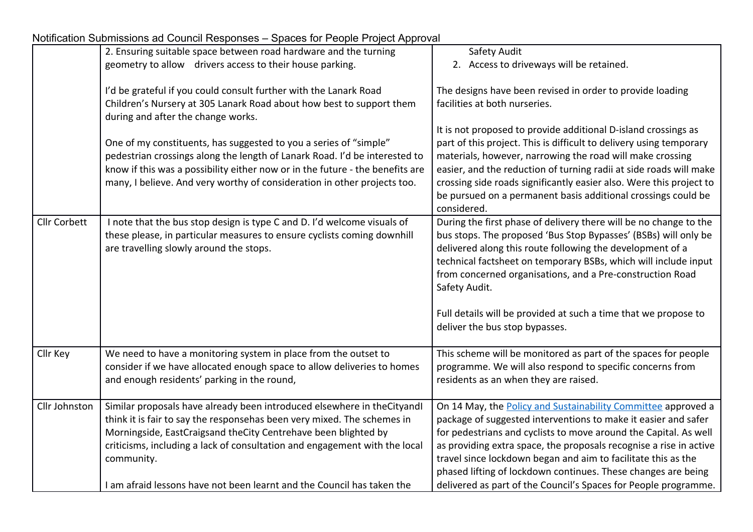Notification Submissions ad Council Responses – Spaces for People Project Approval

| | | |
|---|---|---|
| | 2. Ensuring suitable space between road hardware and the turning geometry to allow drivers access to their house parking.<br><br>I'd be grateful if you could consult further with the Lanark Road Children's Nursery at 305 Lanark Road about how best to support them during and after the change works.<br><br>One of my constituents, has suggested to you a series of "simple" pedestrian crossings along the length of Lanark Road. I'd be interested to know if this was a possibility either now or in the future - the benefits are many, I believe. And very worthy of consideration in other projects too. | Safety Audit<br>2. Access to driveways will be retained.<br><br>The designs have been revised in order to provide loading facilities at both nurseries.<br><br>It is not proposed to provide additional D-island crossings as part of this project. This is difficult to delivery using temporary materials, however, narrowing the road will make crossing easier, and the reduction of turning radii at side roads will make crossing side roads significantly easier also. Were this project to be pursued on a permanent basis additional crossings could be considered. |
| Cllr Corbett | I note that the bus stop design is type C and D. I'd welcome visuals of these please, in particular measures to ensure cyclists coming downhill are travelling slowly around the stops. | During the first phase of delivery there will be no change to the bus stops. The proposed 'Bus Stop Bypasses' (BSBs) will only be delivered along this route following the development of a technical factsheet on temporary BSBs, which will include input from concerned organisations, and a Pre-construction Road Safety Audit.<br><br>Full details will be provided at such a time that we propose to deliver the bus stop bypasses. |
| Cllr Key | We need to have a monitoring system in place from the outset to consider if we have allocated enough space to allow deliveries to homes and enough residents' parking in the round, | This scheme will be monitored as part of the spaces for people programme. We will also respond to specific concerns from residents as an when they are raised. |
| Cllr Johnston | Similar proposals have already been introduced elsewhere in theCityandI think it is fair to say the responsehas been very mixed. The schemes in Morningside, EastCraigsand theCity Centrehave been blighted by criticisms, including a lack of consultation and engagement with the local community.<br><br>I am afraid lessons have not been learnt and the Council has taken the | On 14 May, the [Policy and Sustainability Committee]() approved a package of suggested interventions to make it easier and safer for pedestrians and cyclists to move around the Capital. As well as providing extra space, the proposals recognise a rise in active travel since lockdown began and aim to facilitate this as the phased lifting of lockdown continues. These changes are being delivered as part of the Council's Spaces for People programme. |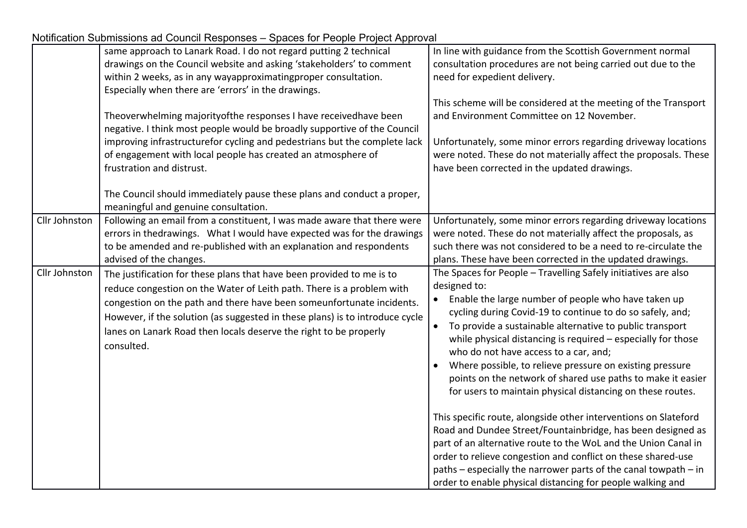Notification Submissions ad Council Responses – Spaces for People Project Approval

| | | |
|---|---|---|
| | same approach to Lanark Road. I do not regard putting 2 technical drawings on the Council website and asking 'stakeholders' to comment within 2 weeks, as in any wayapproximatingproper consultation. Especially when there are 'errors' in the drawings.<br><br>Theoverwhelming majorityofthe responses I have receivedhave been negative. I think most people would be broadly supportive of the Council improving infrastructurefor cycling and pedestrians but the complete lack of engagement with local people has created an atmosphere of frustration and distrust.<br><br>The Council should immediately pause these plans and conduct a proper, meaningful and genuine consultation. | In line with guidance from the Scottish Government normal consultation procedures are not being carried out due to the need for expedient delivery.<br><br>This scheme will be considered at the meeting of the Transport and Environment Committee on 12 November.<br><br>Unfortunately, some minor errors regarding driveway locations were noted. These do not materially affect the proposals. These have been corrected in the updated drawings. |
| Cllr Johnston | Following an email from a constituent, I was made aware that there were errors in thedrawings. What I would have expected was for the drawings to be amended and re-published with an explanation and respondents advised of the changes. | Unfortunately, some minor errors regarding driveway locations were noted. These do not materially affect the proposals, as such there was not considered to be a need to re-circulate the plans. These have been corrected in the updated drawings. |
| Cllr Johnston | The justification for these plans that have been provided to me is to reduce congestion on the Water of Leith path. There is a problem with congestion on the path and there have been someunfortunate incidents. However, if the solution (as suggested in these plans) is to introduce cycle lanes on Lanark Road then locals deserve the right to be properly consulted. | The Spaces for People – Travelling Safely initiatives are also designed to:<br>• Enable the large number of people who have taken up cycling during Covid-19 to continue to do so safely, and;<br>• To provide a sustainable alternative to public transport while physical distancing is required – especially for those who do not have access to a car, and;<br>• Where possible, to relieve pressure on existing pressure points on the network of shared use paths to make it easier for users to maintain physical distancing on these routes.<br><br>This specific route, alongside other interventions on Slateford Road and Dundee Street/Fountainbridge, has been designed as part of an alternative route to the WoL and the Union Canal in order to relieve congestion and conflict on these shared-use paths – especially the narrower parts of the canal towpath – in order to enable physical distancing for people walking and |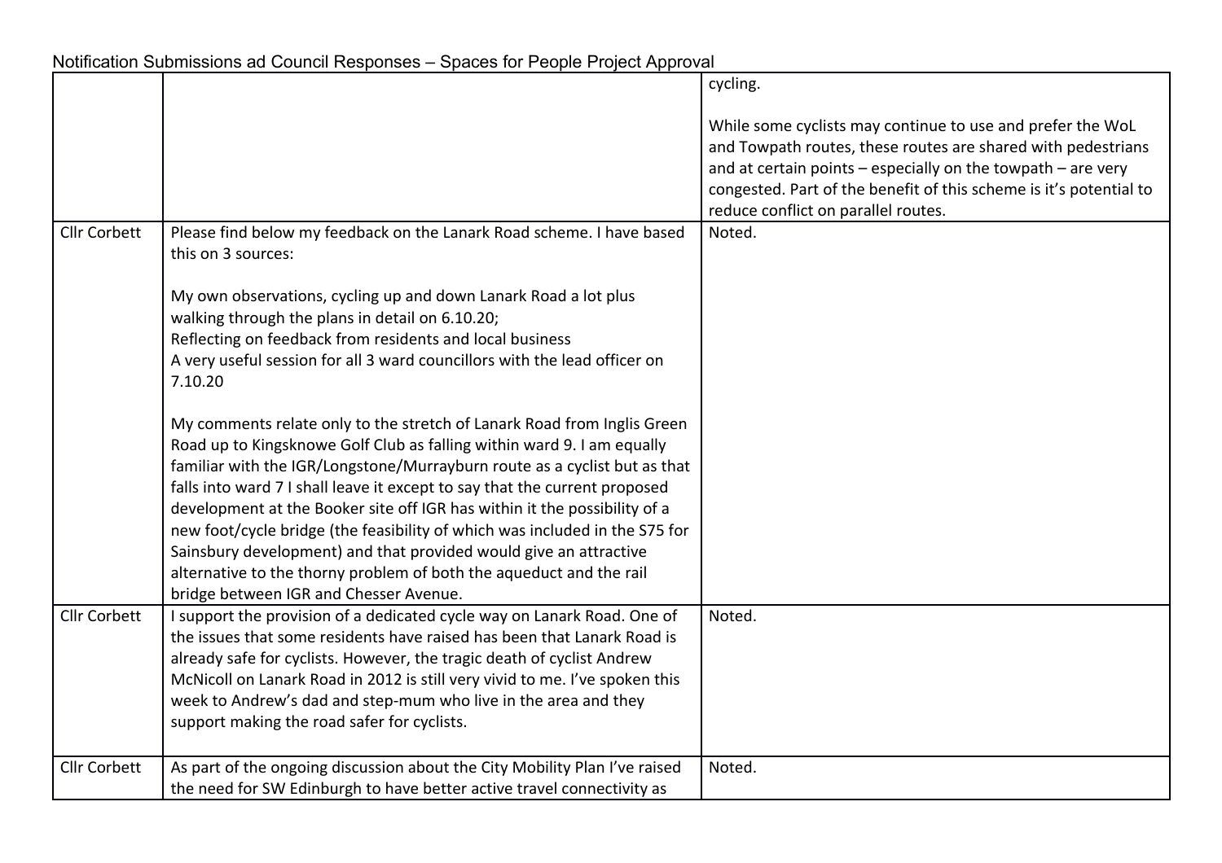Notification Submissions ad Council Responses – Spaces for People Project Approval

| | | |
|---|---|---|
| | | cycling.<br><br>While some cyclists may continue to use and prefer the WoL and Towpath routes, these routes are shared with pedestrians and at certain points – especially on the towpath – are very congested. Part of the benefit of this scheme is it's potential to reduce conflict on parallel routes. |
| Cllr Corbett | Please find below my feedback on the Lanark Road scheme. I have based this on 3 sources:<br><br>My own observations, cycling up and down Lanark Road a lot plus walking through the plans in detail on 6.10.20;<br>Reflecting on feedback from residents and local business<br>A very useful session for all 3 ward councillors with the lead officer on 7.10.20<br><br>My comments relate only to the stretch of Lanark Road from Inglis Green Road up to Kingsknowe Golf Club as falling within ward 9. I am equally familiar with the IGR/Longstone/Murrayburn route as a cyclist but as that falls into ward 7 I shall leave it except to say that the current proposed development at the Booker site off IGR has within it the possibility of a new foot/cycle bridge (the feasibility of which was included in the S75 for Sainsbury development) and that provided would give an attractive alternative to the thorny problem of both the aqueduct and the rail bridge between IGR and Chesser Avenue. | Noted. |
| Cllr Corbett | I support the provision of a dedicated cycle way on Lanark Road. One of the issues that some residents have raised has been that Lanark Road is already safe for cyclists. However, the tragic death of cyclist Andrew McNicoll on Lanark Road in 2012 is still very vivid to me. I've spoken this week to Andrew's dad and step-mum who live in the area and they support making the road safer for cyclists. | Noted. |
| Cllr Corbett | As part of the ongoing discussion about the City Mobility Plan I've raised the need for SW Edinburgh to have better active travel connectivity as | Noted. |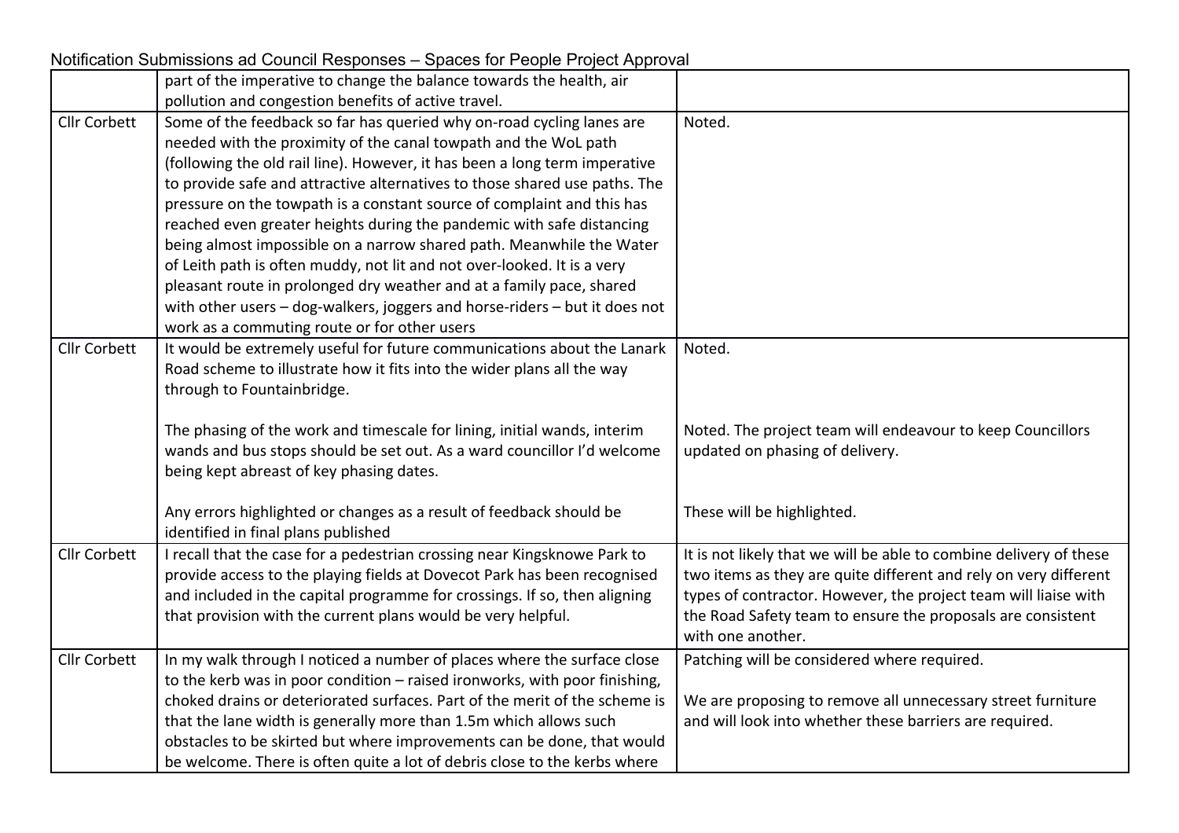Notification Submissions ad Council Responses – Spaces for People Project Approval

| | | |
|---|---|---|
| | part of the imperative to change the balance towards the health, air pollution and congestion benefits of active travel. | |
| Cllr Corbett | Some of the feedback so far has queried why on-road cycling lanes are needed with the proximity of the canal towpath and the WoL path (following the old rail line). However, it has been a long term imperative to provide safe and attractive alternatives to those shared use paths. The pressure on the towpath is a constant source of complaint and this has reached even greater heights during the pandemic with safe distancing being almost impossible on a narrow shared path. Meanwhile the Water of Leith path is often muddy, not lit and not over-looked. It is a very pleasant route in prolonged dry weather and at a family pace, shared with other users – dog-walkers, joggers and horse-riders – but it does not work as a commuting route or for other users | Noted. |
| Cllr Corbett | It would be extremely useful for future communications about the Lanark Road scheme to illustrate how it fits into the wider plans all the way through to Fountainbridge.<br><br>The phasing of the work and timescale for lining, initial wands, interim wands and bus stops should be set out. As a ward councillor I'd welcome being kept abreast of key phasing dates.<br><br>Any errors highlighted or changes as a result of feedback should be identified in final plans published | Noted.<br><br>Noted. The project team will endeavour to keep Councillors updated on phasing of delivery.<br><br>These will be highlighted. |
| Cllr Corbett | I recall that the case for a pedestrian crossing near Kingsknowe Park to provide access to the playing fields at Dovecot Park has been recognised and included in the capital programme for crossings. If so, then aligning that provision with the current plans would be very helpful. | It is not likely that we will be able to combine delivery of these two items as they are quite different and rely on very different types of contractor. However, the project team will liaise with the Road Safety team to ensure the proposals are consistent with one another. |
| Cllr Corbett | In my walk through I noticed a number of places where the surface close to the kerb was in poor condition – raised ironworks, with poor finishing, choked drains or deteriorated surfaces. Part of the merit of the scheme is that the lane width is generally more than 1.5m which allows such obstacles to be skirted but where improvements can be done, that would be welcome. There is often quite a lot of debris close to the kerbs where | Patching will be considered where required.<br><br>We are proposing to remove all unnecessary street furniture and will look into whether these barriers are required. |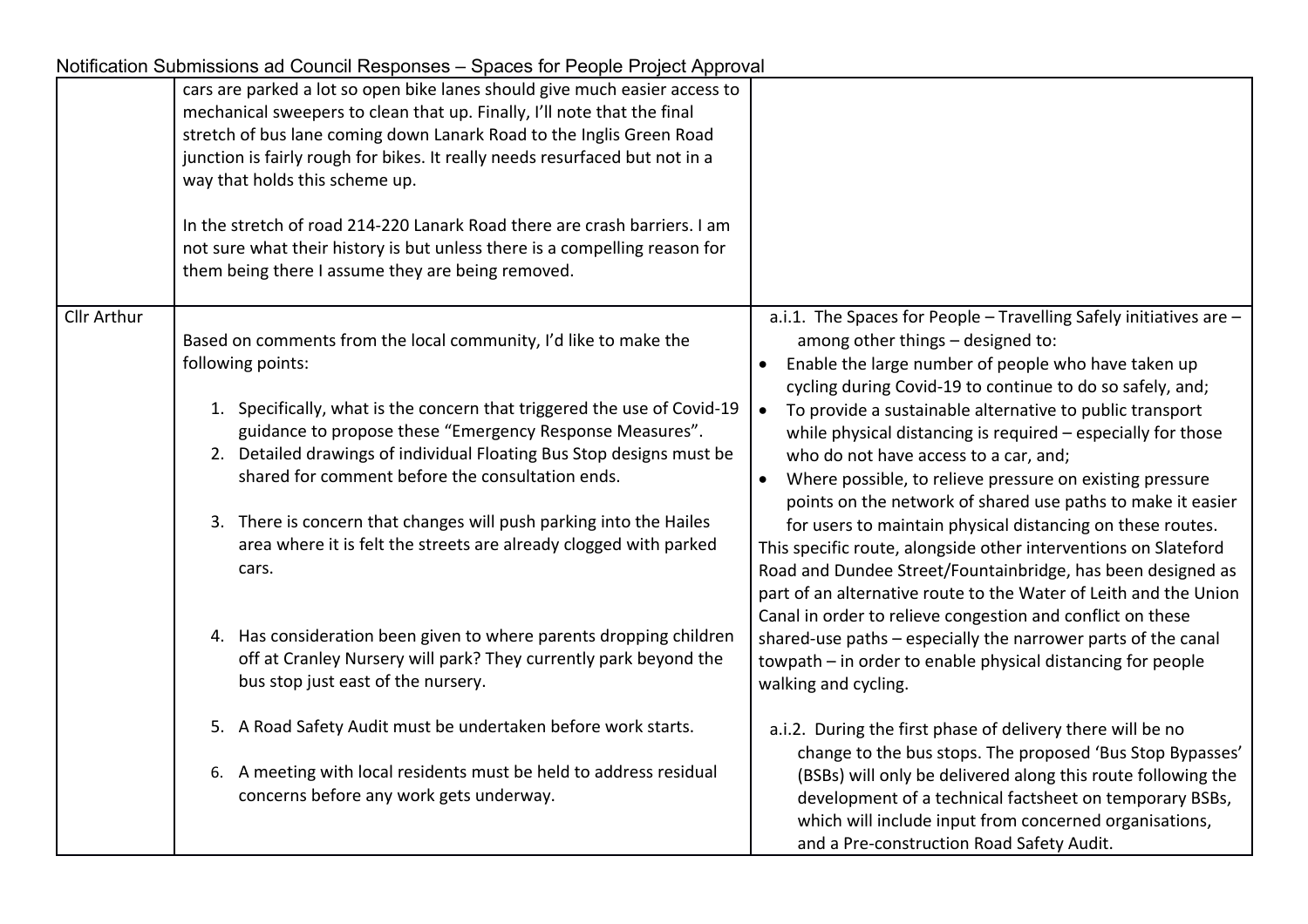Notification Submissions ad Council Responses – Spaces for People Project Approval

| | | |
|---|---|---|
| | cars are parked a lot so open bike lanes should give much easier access to mechanical sweepers to clean that up. Finally, I'll note that the final stretch of bus lane coming down Lanark Road to the Inglis Green Road junction is fairly rough for bikes. It really needs resurfaced but not in a way that holds this scheme up.<br><br>In the stretch of road 214-220 Lanark Road there are crash barriers. I am not sure what their history is but unless there is a compelling reason for them being there I assume they are being removed. | |
| Cllr Arthur | Based on comments from the local community, I'd like to make the following points:<br><br>1. Specifically, what is the concern that triggered the use of Covid-19 guidance to propose these "Emergency Response Measures".<br>2. Detailed drawings of individual Floating Bus Stop designs must be shared for comment before the consultation ends.<br><br>3. There is concern that changes will push parking into the Hailes area where it is felt the streets are already clogged with parked cars.<br><br>4. Has consideration been given to where parents dropping children off at Cranley Nursery will park? They currently park beyond the bus stop just east of the nursery.<br><br>5. A Road Safety Audit must be undertaken before work starts.<br><br>6. A meeting with local residents must be held to address residual concerns before any work gets underway. | a.i.1. The Spaces for People – Travelling Safely initiatives are – among other things – designed to:<br>• Enable the large number of people who have taken up cycling during Covid-19 to continue to do so safely, and;<br>• To provide a sustainable alternative to public transport while physical distancing is required – especially for those who do not have access to a car, and;<br>• Where possible, to relieve pressure on existing pressure points on the network of shared use paths to make it easier for users to maintain physical distancing on these routes.<br>This specific route, alongside other interventions on Slateford Road and Dundee Street/Fountainbridge, has been designed as part of an alternative route to the Water of Leith and the Union Canal in order to relieve congestion and conflict on these shared-use paths – especially the narrower parts of the canal towpath – in order to enable physical distancing for people walking and cycling.<br><br>a.i.2. During the first phase of delivery there will be no change to the bus stops. The proposed 'Bus Stop Bypasses' (BSBs) will only be delivered along this route following the development of a technical factsheet on temporary BSBs, which will include input from concerned organisations, and a Pre-construction Road Safety Audit. |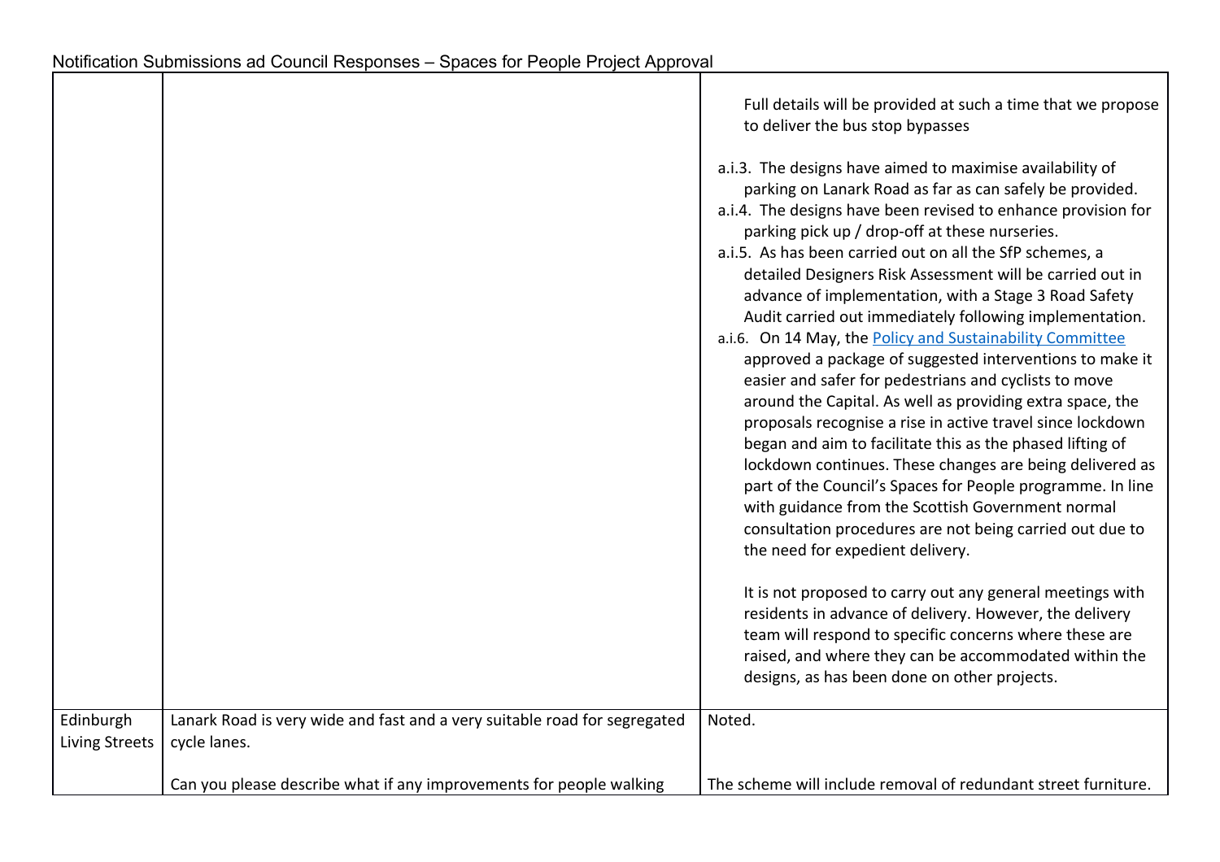Notification Submissions ad Council Responses – Spaces for People Project Approval

| | | |
|---|---|---|
| | | Full details will be provided at such a time that we propose to deliver the bus stop bypasses<br><br>a.i.3. The designs have aimed to maximise availability of parking on Lanark Road as far as can safely be provided.<br>a.i.4. The designs have been revised to enhance provision for parking pick up / drop-off at these nurseries.<br>a.i.5. As has been carried out on all the SfP schemes, a detailed Designers Risk Assessment will be carried out in advance of implementation, with a Stage 3 Road Safety Audit carried out immediately following implementation.<br>a.i.6. On 14 May, the Policy and Sustainability Committee approved a package of suggested interventions to make it easier and safer for pedestrians and cyclists to move around the Capital. As well as providing extra space, the proposals recognise a rise in active travel since lockdown began and aim to facilitate this as the phased lifting of lockdown continues. These changes are being delivered as part of the Council's Spaces for People programme. In line with guidance from the Scottish Government normal consultation procedures are not being carried out due to the need for expedient delivery.<br><br>It is not proposed to carry out any general meetings with residents in advance of delivery. However, the delivery team will respond to specific concerns where these are raised, and where they can be accommodated within the designs, as has been done on other projects. |
| Edinburgh Living Streets | Lanark Road is very wide and fast and a very suitable road for segregated cycle lanes.<br><br>Can you please describe what if any improvements for people walking | Noted.<br><br>The scheme will include removal of redundant street furniture. |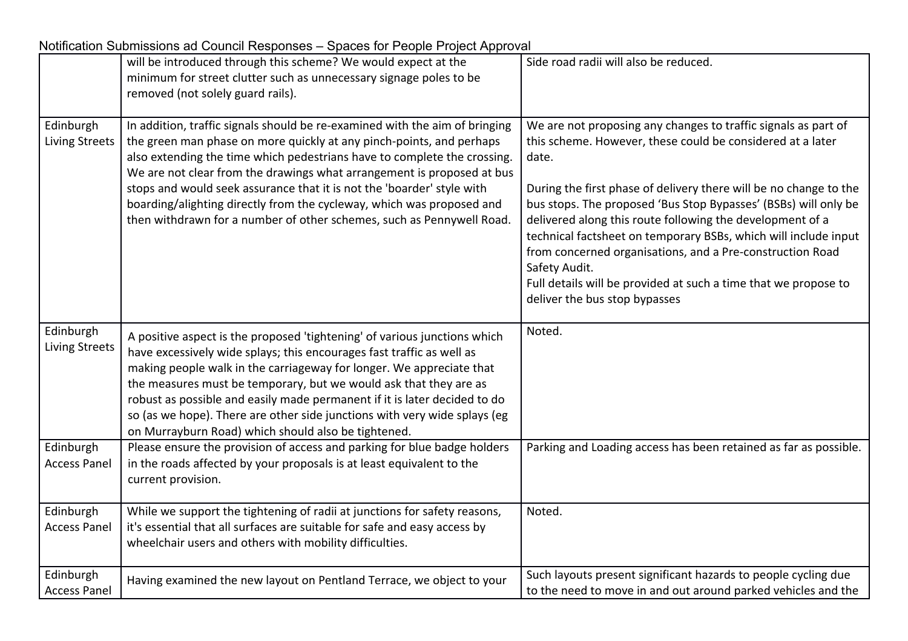Notification Submissions ad Council Responses – Spaces for People Project Approval

| | | |
|---|---|---|
| | will be introduced through this scheme? We would expect at the minimum for street clutter such as unnecessary signage poles to be removed (not solely guard rails). | Side road radii will also be reduced. |
| Edinburgh Living Streets | In addition, traffic signals should be re-examined with the aim of bringing the green man phase on more quickly at any pinch-points, and perhaps also extending the time which pedestrians have to complete the crossing. We are not clear from the drawings what arrangement is proposed at bus stops and would seek assurance that it is not the 'boarder' style with boarding/alighting directly from the cycleway, which was proposed and then withdrawn for a number of other schemes, such as Pennywell Road. | We are not proposing any changes to traffic signals as part of this scheme. However, these could be considered at a later date.<br><br>During the first phase of delivery there will be no change to the bus stops. The proposed 'Bus Stop Bypasses' (BSBs) will only be delivered along this route following the development of a technical factsheet on temporary BSBs, which will include input from concerned organisations, and a Pre-construction Road Safety Audit.<br>Full details will be provided at such a time that we propose to deliver the bus stop bypasses |
| Edinburgh Living Streets | A positive aspect is the proposed 'tightening' of various junctions which have excessively wide splays; this encourages fast traffic as well as making people walk in the carriageway for longer. We appreciate that the measures must be temporary, but we would ask that they are as robust as possible and easily made permanent if it is later decided to do so (as we hope). There are other side junctions with very wide splays (eg on Murrayburn Road) which should also be tightened. | Noted. |
| Edinburgh Access Panel | Please ensure the provision of access and parking for blue badge holders in the roads affected by your proposals is at least equivalent to the current provision. | Parking and Loading access has been retained as far as possible. |
| Edinburgh Access Panel | While we support the tightening of radii at junctions for safety reasons, it's essential that all surfaces are suitable for safe and easy access by wheelchair users and others with mobility difficulties. | Noted. |
| Edinburgh Access Panel | Having examined the new layout on Pentland Terrace, we object to your | Such layouts present significant hazards to people cycling due to the need to move in and out around parked vehicles and the |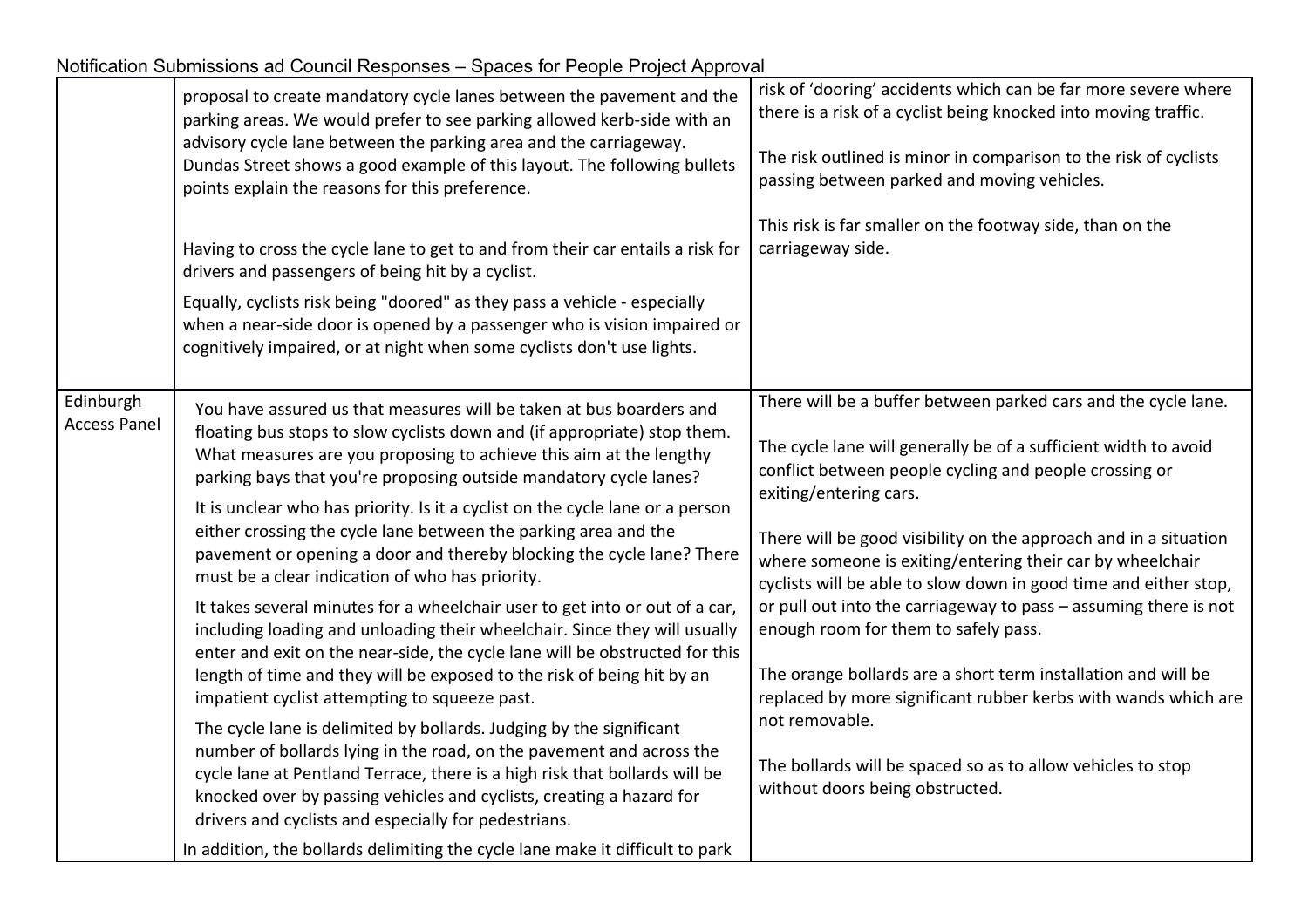Notification Submissions ad Council Responses – Spaces for People Project Approval

| | | |
|---|---|---|
| | proposal to create mandatory cycle lanes between the pavement and the parking areas. We would prefer to see parking allowed kerb-side with an advisory cycle lane between the parking area and the carriageway. Dundas Street shows a good example of this layout. The following bullets points explain the reasons for this preference.<br><br>Having to cross the cycle lane to get to and from their car entails a risk for drivers and passengers of being hit by a cyclist.<br><br>Equally, cyclists risk being "doored" as they pass a vehicle - especially when a near-side door is opened by a passenger who is vision impaired or cognitively impaired, or at night when some cyclists don't use lights. | risk of 'dooring' accidents which can be far more severe where there is a risk of a cyclist being knocked into moving traffic.<br><br>The risk outlined is minor in comparison to the risk of cyclists passing between parked and moving vehicles.<br><br>This risk is far smaller on the footway side, than on the carriageway side. |
| Edinburgh Access Panel | You have assured us that measures will be taken at bus boarders and floating bus stops to slow cyclists down and (if appropriate) stop them. What measures are you proposing to achieve this aim at the lengthy parking bays that you're proposing outside mandatory cycle lanes?<br><br>It is unclear who has priority. Is it a cyclist on the cycle lane or a person either crossing the cycle lane between the parking area and the pavement or opening a door and thereby blocking the cycle lane? There must be a clear indication of who has priority.<br><br>It takes several minutes for a wheelchair user to get into or out of a car, including loading and unloading their wheelchair. Since they will usually enter and exit on the near-side, the cycle lane will be obstructed for this length of time and they will be exposed to the risk of being hit by an impatient cyclist attempting to squeeze past.<br><br>The cycle lane is delimited by bollards. Judging by the significant number of bollards lying in the road, on the pavement and across the cycle lane at Pentland Terrace, there is a high risk that bollards will be knocked over by passing vehicles and cyclists, creating a hazard for drivers and cyclists and especially for pedestrians.<br><br>In addition, the bollards delimiting the cycle lane make it difficult to park | There will be a buffer between parked cars and the cycle lane.<br><br>The cycle lane will generally be of a sufficient width to avoid conflict between people cycling and people crossing or exiting/entering cars.<br><br>There will be good visibility on the approach and in a situation where someone is exiting/entering their car by wheelchair cyclists will be able to slow down in good time and either stop, or pull out into the carriageway to pass – assuming there is not enough room for them to safely pass.<br><br>The orange bollards are a short term installation and will be replaced by more significant rubber kerbs with wands which are not removable.<br><br>The bollards will be spaced so as to allow vehicles to stop without doors being obstructed. |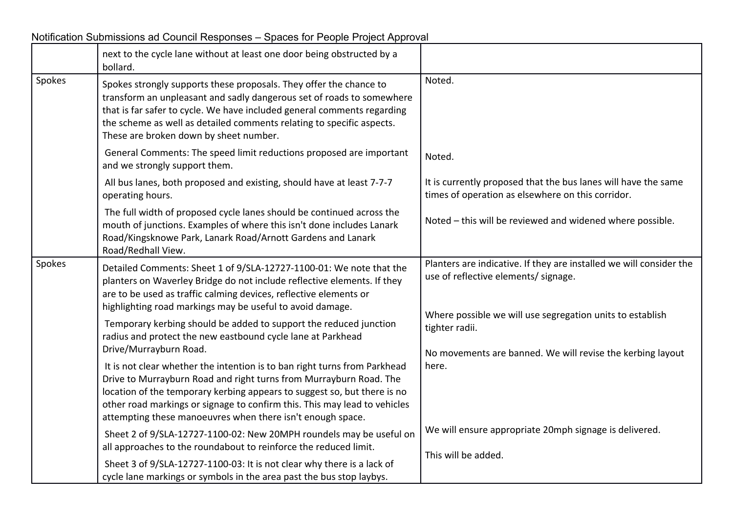Notification Submissions ad Council Responses – Spaces for People Project Approval

| | | |
|---|---|---|
| | next to the cycle lane without at least one door being obstructed by a bollard. | |
| Spokes | Spokes strongly supports these proposals. They offer the chance to transform an unpleasant and sadly dangerous set of roads to somewhere that is far safer to cycle. We have included general comments regarding the scheme as well as detailed comments relating to specific aspects. These are broken down by sheet number.<br><br>General Comments: The speed limit reductions proposed are important and we strongly support them.<br><br>All bus lanes, both proposed and existing, should have at least 7-7-7 operating hours.<br><br>The full width of proposed cycle lanes should be continued across the mouth of junctions. Examples of where this isn't done includes Lanark Road/Kingsknowe Park, Lanark Road/Arnott Gardens and Lanark Road/Redhall View. | Noted.<br><br>Noted.<br><br>It is currently proposed that the bus lanes will have the same times of operation as elsewhere on this corridor.<br><br>Noted – this will be reviewed and widened where possible. |
| Spokes | Detailed Comments: Sheet 1 of 9/SLA-12727-1100-01: We note that the planters on Waverley Bridge do not include reflective elements. If they are to be used as traffic calming devices, reflective elements or highlighting road markings may be useful to avoid damage.<br><br>Temporary kerbing should be added to support the reduced junction radius and protect the new eastbound cycle lane at Parkhead Drive/Murrayburn Road.<br><br>It is not clear whether the intention is to ban right turns from Parkhead Drive to Murrayburn Road and right turns from Murrayburn Road. The location of the temporary kerbing appears to suggest so, but there is no other road markings or signage to confirm this. This may lead to vehicles attempting these manoeuvres when there isn't enough space.<br><br>Sheet 2 of 9/SLA-12727-1100-02: New 20MPH roundels may be useful on all approaches to the roundabout to reinforce the reduced limit.<br><br>Sheet 3 of 9/SLA-12727-1100-03: It is not clear why there is a lack of cycle lane markings or symbols in the area past the bus stop laybys. | Planters are indicative. If they are installed we will consider the use of reflective elements/ signage.<br><br>Where possible we will use segregation units to establish tighter radii.<br><br>No movements are banned. We will revise the kerbing layout here.<br><br>We will ensure appropriate 20mph signage is delivered.<br><br>This will be added. |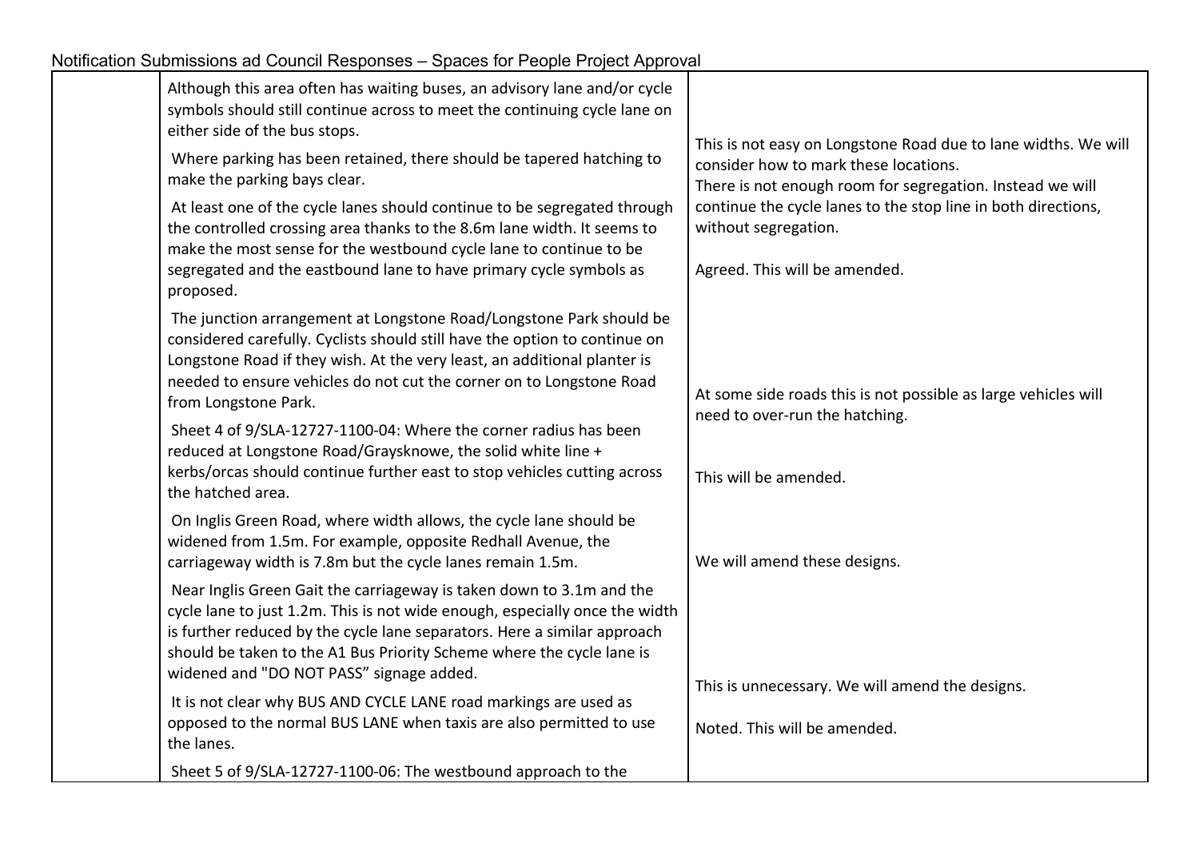Notification Submissions ad Council Responses – Spaces for People Project Approval

| | | |
|---|---|---|
| | Although this area often has waiting buses, an advisory lane and/or cycle symbols should still continue across to meet the continuing cycle lane on either side of the bus stops. | This is not easy on Longstone Road due to lane widths. We will consider how to mark these locations. |
| | Where parking has been retained, there should be tapered hatching to make the parking bays clear. | |
| | At least one of the cycle lanes should continue to be segregated through the controlled crossing area thanks to the 8.6m lane width. It seems to make the most sense for the westbound cycle lane to continue to be segregated and the eastbound lane to have primary cycle symbols as proposed. | There is not enough room for segregation. Instead we will continue the cycle lanes to the stop line in both directions, without segregation. |
| | | Agreed. This will be amended. |
| | The junction arrangement at Longstone Road/Longstone Park should be considered carefully. Cyclists should still have the option to continue on Longstone Road if they wish. At the very least, an additional planter is needed to ensure vehicles do not cut the corner on to Longstone Road from Longstone Park. | At some side roads this is not possible as large vehicles will need to over-run the hatching. |
| | Sheet 4 of 9/SLA-12727-1100-04: Where the corner radius has been reduced at Longstone Road/Graysknowe, the solid white line + kerbs/orcas should continue further east to stop vehicles cutting across the hatched area. | This will be amended. |
| | On Inglis Green Road, where width allows, the cycle lane should be widened from 1.5m. For example, opposite Redhall Avenue, the carriageway width is 7.8m but the cycle lanes remain 1.5m. | We will amend these designs. |
| | Near Inglis Green Gait the carriageway is taken down to 3.1m and the cycle lane to just 1.2m. This is not wide enough, especially once the width is further reduced by the cycle lane separators. Here a similar approach should be taken to the A1 Bus Priority Scheme where the cycle lane is widened and "DO NOT PASS" signage added. | This is unnecessary. We will amend the designs. |
| | It is not clear why BUS AND CYCLE LANE road markings are used as opposed to the normal BUS LANE when taxis are also permitted to use the lanes. | Noted. This will be amended. |
| | Sheet 5 of 9/SLA-12727-1100-06: The westbound approach to the | |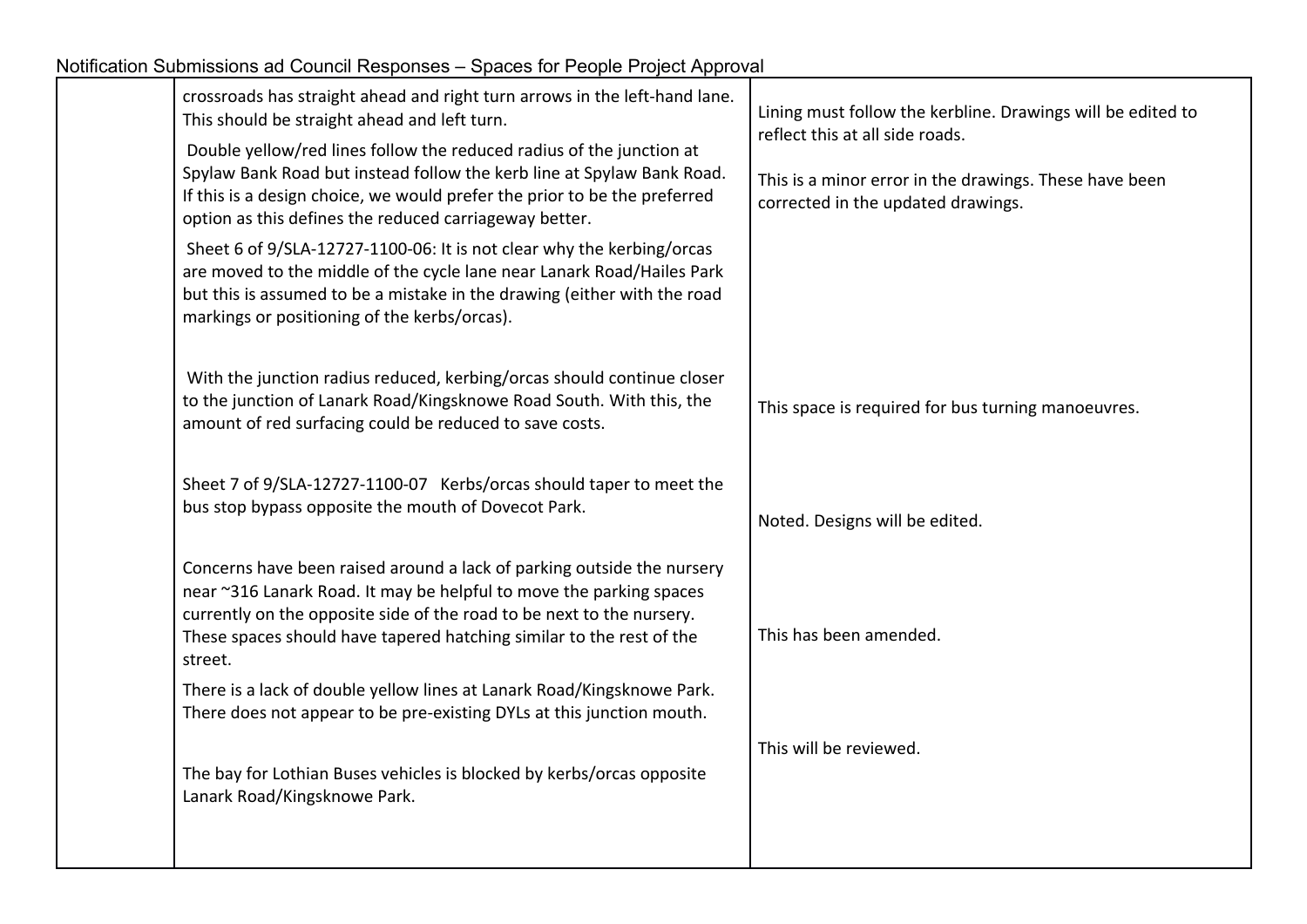Notification Submissions ad Council Responses – Spaces for People Project Approval

| | | |
|---|---|---|
| | crossroads has straight ahead and right turn arrows in the left-hand lane. This should be straight ahead and left turn. | Lining must follow the kerbline. Drawings will be edited to reflect this at all side roads. |
| | Double yellow/red lines follow the reduced radius of the junction at Spylaw Bank Road but instead follow the kerb line at Spylaw Bank Road. If this is a design choice, we would prefer the prior to be the preferred option as this defines the reduced carriageway better. | This is a minor error in the drawings. These have been corrected in the updated drawings. |
| | Sheet 6 of 9/SLA-12727-1100-06: It is not clear why the kerbing/orcas are moved to the middle of the cycle lane near Lanark Road/Hailes Park but this is assumed to be a mistake in the drawing (either with the road markings or positioning of the kerbs/orcas). | |
| | With the junction radius reduced, kerbing/orcas should continue closer to the junction of Lanark Road/Kingsknowe Road South. With this, the amount of red surfacing could be reduced to save costs. | This space is required for bus turning manoeuvres. |
| | Sheet 7 of 9/SLA-12727-1100-07 Kerbs/orcas should taper to meet the bus stop bypass opposite the mouth of Dovecot Park. | Noted. Designs will be edited. |
| | Concerns have been raised around a lack of parking outside the nursery near ~316 Lanark Road. It may be helpful to move the parking spaces currently on the opposite side of the road to be next to the nursery. These spaces should have tapered hatching similar to the rest of the street. | This has been amended. |
| | There is a lack of double yellow lines at Lanark Road/Kingsknowe Park. There does not appear to be pre-existing DYLs at this junction mouth. | This will be reviewed. |
| | The bay for Lothian Buses vehicles is blocked by kerbs/orcas opposite Lanark Road/Kingsknowe Park. | |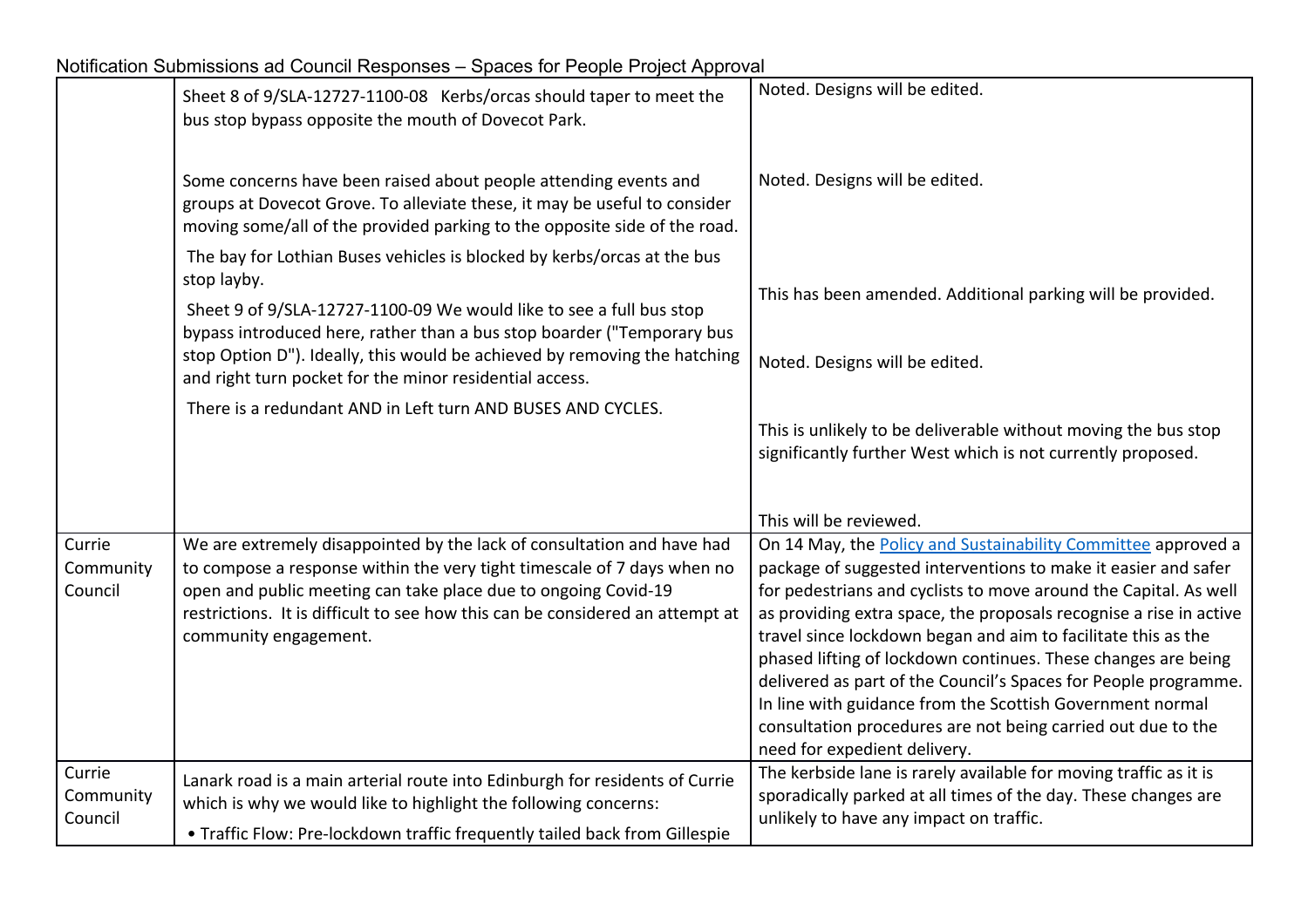Notification Submissions ad Council Responses – Spaces for People Project Approval

| | | |
|---|---|---|
| | Sheet 8 of 9/SLA-12727-1100-08 Kerbs/orcas should taper to meet the bus stop bypass opposite the mouth of Dovecot Park.<br><br>Some concerns have been raised about people attending events and groups at Dovecot Grove. To alleviate these, it may be useful to consider moving some/all of the provided parking to the opposite side of the road.<br><br>The bay for Lothian Buses vehicles is blocked by kerbs/orcas at the bus stop layby.<br><br>Sheet 9 of 9/SLA-12727-1100-09 We would like to see a full bus stop bypass introduced here, rather than a bus stop boarder ("Temporary bus stop Option D"). Ideally, this would be achieved by removing the hatching and right turn pocket for the minor residential access.<br><br>There is a redundant AND in Left turn AND BUSES AND CYCLES. | Noted. Designs will be edited.<br><br>Noted. Designs will be edited.<br><br>This has been amended. Additional parking will be provided.<br><br>Noted. Designs will be edited.<br><br>This is unlikely to be deliverable without moving the bus stop significantly further West which is not currently proposed.<br><br>This will be reviewed. |
| Currie Community Council | We are extremely disappointed by the lack of consultation and have had to compose a response within the very tight timescale of 7 days when no open and public meeting can take place due to ongoing Covid-19 restrictions. It is difficult to see how this can be considered an attempt at community engagement. | On 14 May, the Policy and Sustainability Committee approved a package of suggested interventions to make it easier and safer for pedestrians and cyclists to move around the Capital. As well as providing extra space, the proposals recognise a rise in active travel since lockdown began and aim to facilitate this as the phased lifting of lockdown continues. These changes are being delivered as part of the Council's Spaces for People programme. In line with guidance from the Scottish Government normal consultation procedures are not being carried out due to the need for expedient delivery. |
| Currie Community Council | Lanark road is a main arterial route into Edinburgh for residents of Currie which is why we would like to highlight the following concerns:<br><br>• Traffic Flow: Pre-lockdown traffic frequently tailed back from Gillespie | The kerbside lane is rarely available for moving traffic as it is sporadically parked at all times of the day. These changes are unlikely to have any impact on traffic. |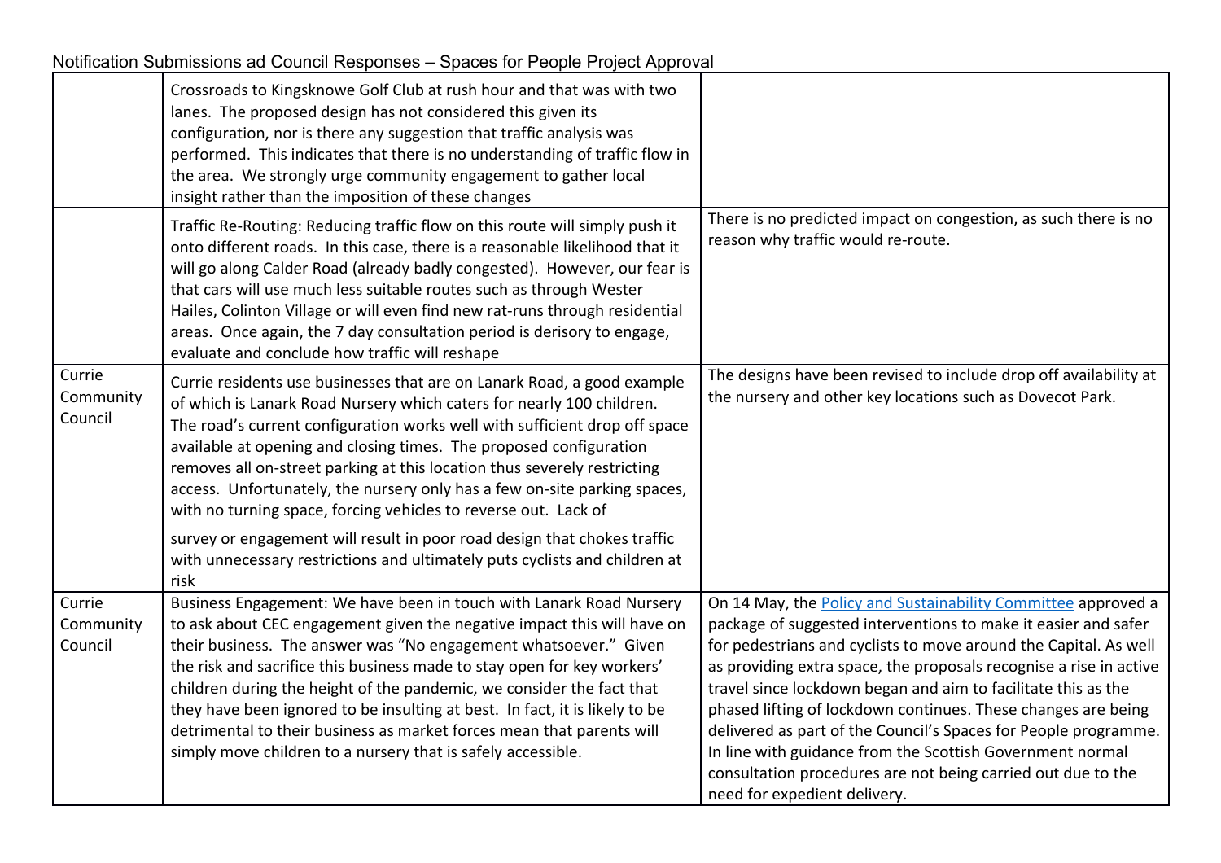Notification Submissions ad Council Responses – Spaces for People Project Approval

| | | |
|---|---|---|
| | Crossroads to Kingsknowe Golf Club at rush hour and that was with two lanes. The proposed design has not considered this given its configuration, nor is there any suggestion that traffic analysis was performed. This indicates that there is no understanding of traffic flow in the area. We strongly urge community engagement to gather local insight rather than the imposition of these changes | |
| | Traffic Re-Routing: Reducing traffic flow on this route will simply push it onto different roads. In this case, there is a reasonable likelihood that it will go along Calder Road (already badly congested). However, our fear is that cars will use much less suitable routes such as through Wester Hailes, Colinton Village or will even find new rat-runs through residential areas. Once again, the 7 day consultation period is derisory to engage, evaluate and conclude how traffic will reshape | There is no predicted impact on congestion, as such there is no reason why traffic would re-route. |
| Currie Community Council | Currie residents use businesses that are on Lanark Road, a good example of which is Lanark Road Nursery which caters for nearly 100 children. The road's current configuration works well with sufficient drop off space available at opening and closing times. The proposed configuration removes all on-street parking at this location thus severely restricting access. Unfortunately, the nursery only has a few on-site parking spaces, with no turning space, forcing vehicles to reverse out. Lack of survey or engagement will result in poor road design that chokes traffic with unnecessary restrictions and ultimately puts cyclists and children at risk | The designs have been revised to include drop off availability at the nursery and other key locations such as Dovecot Park. |
| Currie Community Council | Business Engagement: We have been in touch with Lanark Road Nursery to ask about CEC engagement given the negative impact this will have on their business. The answer was "No engagement whatsoever." Given the risk and sacrifice this business made to stay open for key workers' children during the height of the pandemic, we consider the fact that they have been ignored to be insulting at best. In fact, it is likely to be detrimental to their business as market forces mean that parents will simply move children to a nursery that is safely accessible. | On 14 May, the Policy and Sustainability Committee approved a package of suggested interventions to make it easier and safer for pedestrians and cyclists to move around the Capital. As well as providing extra space, the proposals recognise a rise in active travel since lockdown began and aim to facilitate this as the phased lifting of lockdown continues. These changes are being delivered as part of the Council's Spaces for People programme. In line with guidance from the Scottish Government normal consultation procedures are not being carried out due to the need for expedient delivery. |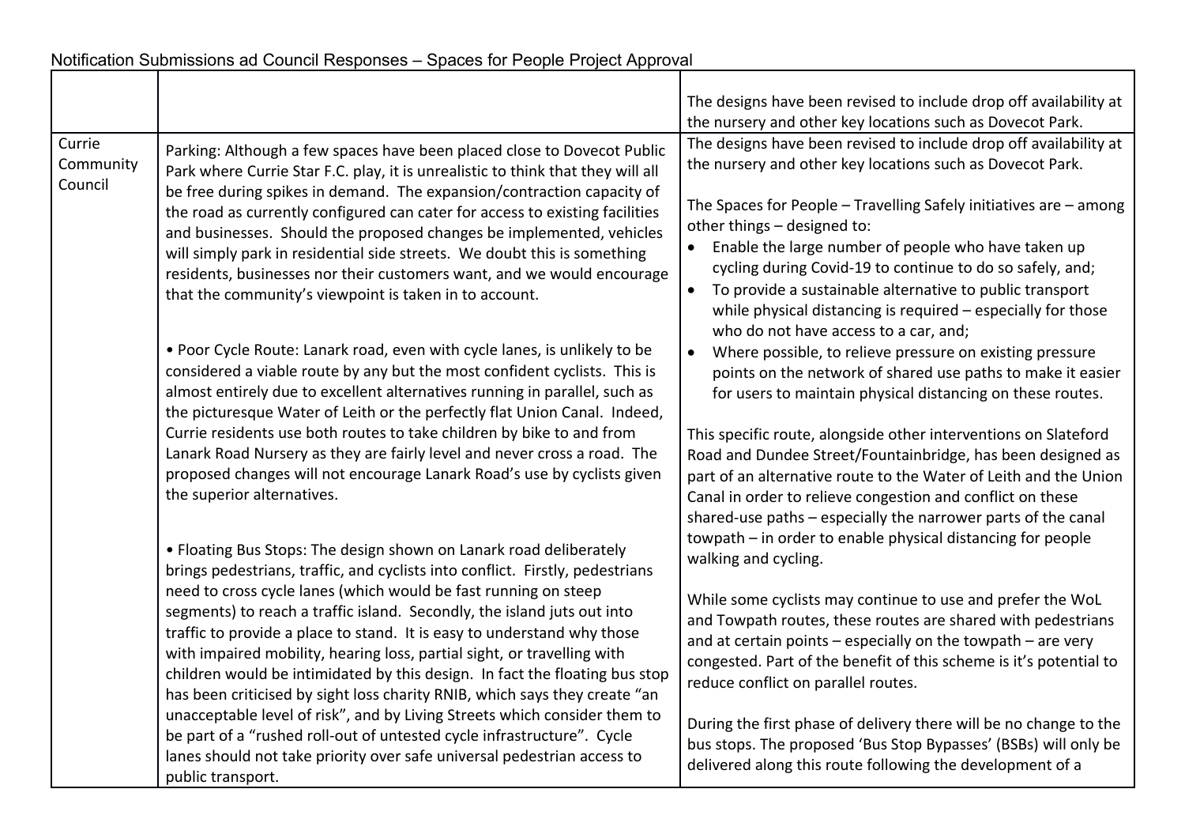Notification Submissions ad Council Responses – Spaces for People Project Approval

| | | |
|---|---|---|
| | | The designs have been revised to include drop off availability at the nursery and other key locations such as Dovecot Park. |
| Currie Community Council | Parking: Although a few spaces have been placed close to Dovecot Public Park where Currie Star F.C. play, it is unrealistic to think that they will all be free during spikes in demand. The expansion/contraction capacity of the road as currently configured can cater for access to existing facilities and businesses. Should the proposed changes be implemented, vehicles will simply park in residential side streets. We doubt this is something residents, businesses nor their customers want, and we would encourage that the community's viewpoint is taken in to account.<br><br>• Poor Cycle Route: Lanark road, even with cycle lanes, is unlikely to be considered a viable route by any but the most confident cyclists. This is almost entirely due to excellent alternatives running in parallel, such as the picturesque Water of Leith or the perfectly flat Union Canal. Indeed, Currie residents use both routes to take children by bike to and from Lanark Road Nursery as they are fairly level and never cross a road. The proposed changes will not encourage Lanark Road's use by cyclists given the superior alternatives.<br><br>• Floating Bus Stops: The design shown on Lanark road deliberately brings pedestrians, traffic, and cyclists into conflict. Firstly, pedestrians need to cross cycle lanes (which would be fast running on steep segments) to reach a traffic island. Secondly, the island juts out into traffic to provide a place to stand. It is easy to understand why those with impaired mobility, hearing loss, partial sight, or travelling with children would be intimidated by this design. In fact the floating bus stop has been criticised by sight loss charity RNIB, which says they create "an unacceptable level of risk", and by Living Streets which consider them to be part of a "rushed roll-out of untested cycle infrastructure". Cycle lanes should not take priority over safe universal pedestrian access to public transport. | The designs have been revised to include drop off availability at the nursery and other key locations such as Dovecot Park.<br><br>The Spaces for People – Travelling Safely initiatives are – among other things – designed to:<br>• Enable the large number of people who have taken up cycling during Covid-19 to continue to do so safely, and;<br>• To provide a sustainable alternative to public transport while physical distancing is required – especially for those who do not have access to a car, and;<br>• Where possible, to relieve pressure on existing pressure points on the network of shared use paths to make it easier for users to maintain physical distancing on these routes.<br><br>This specific route, alongside other interventions on Slateford Road and Dundee Street/Fountainbridge, has been designed as part of an alternative route to the Water of Leith and the Union Canal in order to relieve congestion and conflict on these shared-use paths – especially the narrower parts of the canal towpath – in order to enable physical distancing for people walking and cycling.<br><br>While some cyclists may continue to use and prefer the WoL and Towpath routes, these routes are shared with pedestrians and at certain points – especially on the towpath – are very congested. Part of the benefit of this scheme is it's potential to reduce conflict on parallel routes.<br><br>During the first phase of delivery there will be no change to the bus stops. The proposed 'Bus Stop Bypasses' (BSBs) will only be delivered along this route following the development of a |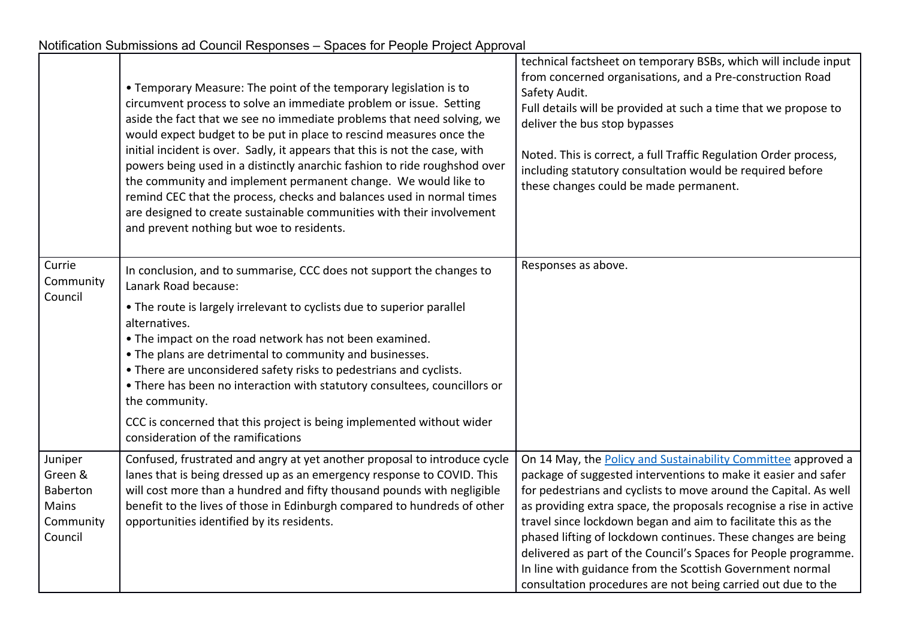Notification Submissions ad Council Responses – Spaces for People Project Approval

| | | |
|---|---|---|
| | • Temporary Measure: The point of the temporary legislation is to circumvent process to solve an immediate problem or issue. Setting aside the fact that we see no immediate problems that need solving, we would expect budget to be put in place to rescind measures once the initial incident is over. Sadly, it appears that this is not the case, with powers being used in a distinctly anarchic fashion to ride roughshod over the community and implement permanent change. We would like to remind CEC that the process, checks and balances used in normal times are designed to create sustainable communities with their involvement and prevent nothing but woe to residents. | technical factsheet on temporary BSBs, which will include input from concerned organisations, and a Pre-construction Road Safety Audit.<br>Full details will be provided at such a time that we propose to deliver the bus stop bypasses<br><br>Noted. This is correct, a full Traffic Regulation Order process, including statutory consultation would be required before these changes could be made permanent. |
| Currie Community Council | In conclusion, and to summarise, CCC does not support the changes to Lanark Road because:<br>• The route is largely irrelevant to cyclists due to superior parallel alternatives.<br>• The impact on the road network has not been examined.<br>• The plans are detrimental to community and businesses.<br>• There are unconsidered safety risks to pedestrians and cyclists.<br>• There has been no interaction with statutory consultees, councillors or the community.<br>CCC is concerned that this project is being implemented without wider consideration of the ramifications | Responses as above. |
| Juniper Green & Baberton Mains Community Council | Confused, frustrated and angry at yet another proposal to introduce cycle lanes that is being dressed up as an emergency response to COVID. This will cost more than a hundred and fifty thousand pounds with negligible benefit to the lives of those in Edinburgh compared to hundreds of other opportunities identified by its residents. | On 14 May, the Policy and Sustainability Committee approved a package of suggested interventions to make it easier and safer for pedestrians and cyclists to move around the Capital. As well as providing extra space, the proposals recognise a rise in active travel since lockdown began and aim to facilitate this as the phased lifting of lockdown continues. These changes are being delivered as part of the Council's Spaces for People programme. In line with guidance from the Scottish Government normal consultation procedures are not being carried out due to the |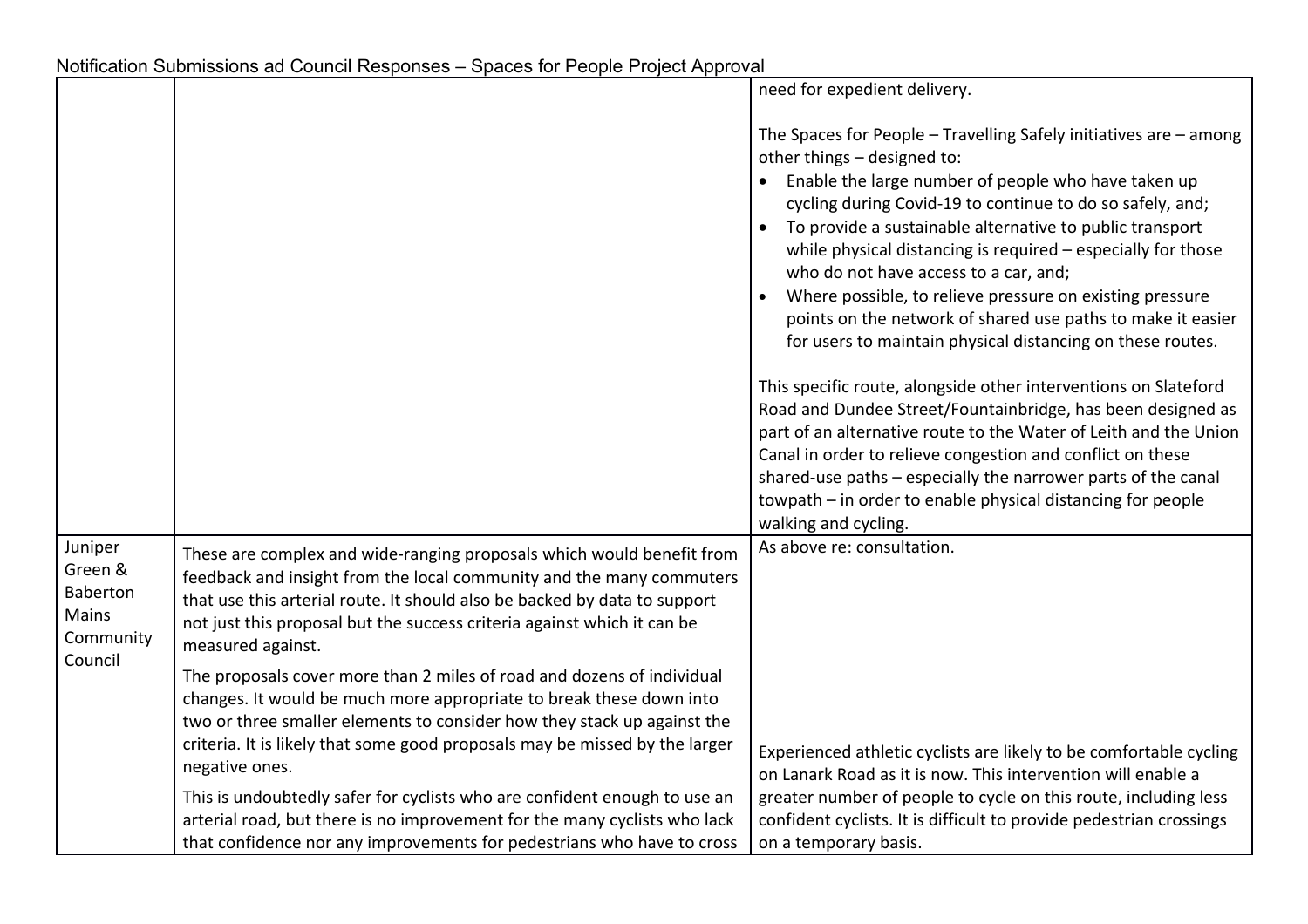Notification Submissions ad Council Responses – Spaces for People Project Approval

| | | |
|---|---|---|
| | | need for expedient delivery.<br><br>The Spaces for People – Travelling Safely initiatives are – among other things – designed to:<br>• Enable the large number of people who have taken up cycling during Covid-19 to continue to do so safely, and;<br>• To provide a sustainable alternative to public transport while physical distancing is required – especially for those who do not have access to a car, and;<br>• Where possible, to relieve pressure on existing pressure points on the network of shared use paths to make it easier for users to maintain physical distancing on these routes.<br><br>This specific route, alongside other interventions on Slateford Road and Dundee Street/Fountainbridge, has been designed as part of an alternative route to the Water of Leith and the Union Canal in order to relieve congestion and conflict on these shared-use paths – especially the narrower parts of the canal towpath – in order to enable physical distancing for people walking and cycling. |
| Juniper Green & Baberton Mains Community Council | These are complex and wide-ranging proposals which would benefit from feedback and insight from the local community and the many commuters that use this arterial route. It should also be backed by data to support not just this proposal but the success criteria against which it can be measured against.<br><br>The proposals cover more than 2 miles of road and dozens of individual changes. It would be much more appropriate to break these down into two or three smaller elements to consider how they stack up against the criteria. It is likely that some good proposals may be missed by the larger negative ones.<br><br>This is undoubtedly safer for cyclists who are confident enough to use an arterial road, but there is no improvement for the many cyclists who lack that confidence nor any improvements for pedestrians who have to cross | As above re: consultation.<br><br>Experienced athletic cyclists are likely to be comfortable cycling on Lanark Road as it is now. This intervention will enable a greater number of people to cycle on this route, including less confident cyclists. It is difficult to provide pedestrian crossings on a temporary basis. |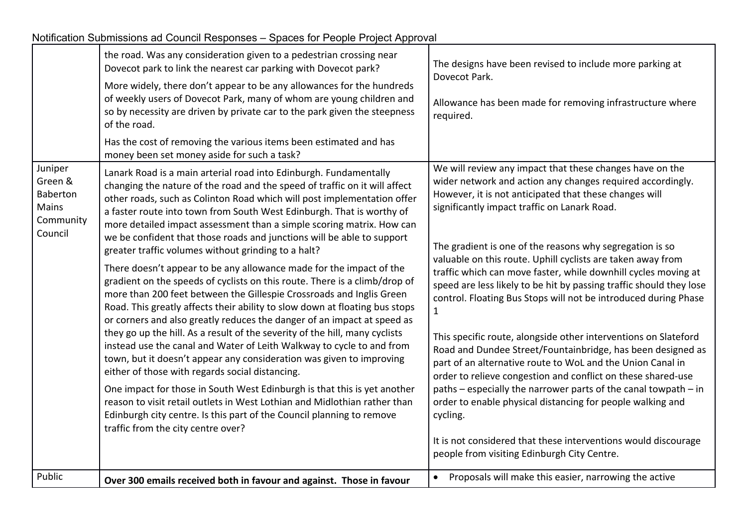Notification Submissions ad Council Responses – Spaces for People Project Approval

| | | |
|---|---|---|
| | the road. Was any consideration given to a pedestrian crossing near Dovecot park to link the nearest car parking with Dovecot park?<br><br>More widely, there don't appear to be any allowances for the hundreds of weekly users of Dovecot Park, many of whom are young children and so by necessity are driven by private car to the park given the steepness of the road.<br><br>Has the cost of removing the various items been estimated and has money been set money aside for such a task? | The designs have been revised to include more parking at Dovecot Park.<br><br>Allowance has been made for removing infrastructure where required. |
| Juniper Green & Baberton Mains Community Council | Lanark Road is a main arterial road into Edinburgh. Fundamentally changing the nature of the road and the speed of traffic on it will affect other roads, such as Colinton Road which will post implementation offer a faster route into town from South West Edinburgh. That is worthy of more detailed impact assessment than a simple scoring matrix. How can we be confident that those roads and junctions will be able to support greater traffic volumes without grinding to a halt?<br><br>There doesn't appear to be any allowance made for the impact of the gradient on the speeds of cyclists on this route. There is a climb/drop of more than 200 feet between the Gillespie Crossroads and Inglis Green Road. This greatly affects their ability to slow down at floating bus stops or corners and also greatly reduces the danger of an impact at speed as they go up the hill. As a result of the severity of the hill, many cyclists instead use the canal and Water of Leith Walkway to cycle to and from town, but it doesn't appear any consideration was given to improving either of those with regards social distancing.<br><br>One impact for those in South West Edinburgh is that this is yet another reason to visit retail outlets in West Lothian and Midlothian rather than Edinburgh city centre. Is this part of the Council planning to remove traffic from the city centre over? | We will review any impact that these changes have on the wider network and action any changes required accordingly. However, it is not anticipated that these changes will significantly impact traffic on Lanark Road.<br><br>The gradient is one of the reasons why segregation is so valuable on this route. Uphill cyclists are taken away from traffic which can move faster, while downhill cycles moving at speed are less likely to be hit by passing traffic should they lose control. Floating Bus Stops will not be introduced during Phase 1<br><br>This specific route, alongside other interventions on Slateford Road and Dundee Street/Fountainbridge, has been designed as part of an alternative route to WoL and the Union Canal in order to relieve congestion and conflict on these shared-use paths – especially the narrower parts of the canal towpath – in order to enable physical distancing for people walking and cycling.<br><br>It is not considered that these interventions would discourage people from visiting Edinburgh City Centre. |
| Public | **Over 300 emails received both in favour and against. Those in favour** | • Proposals will make this easier, narrowing the active |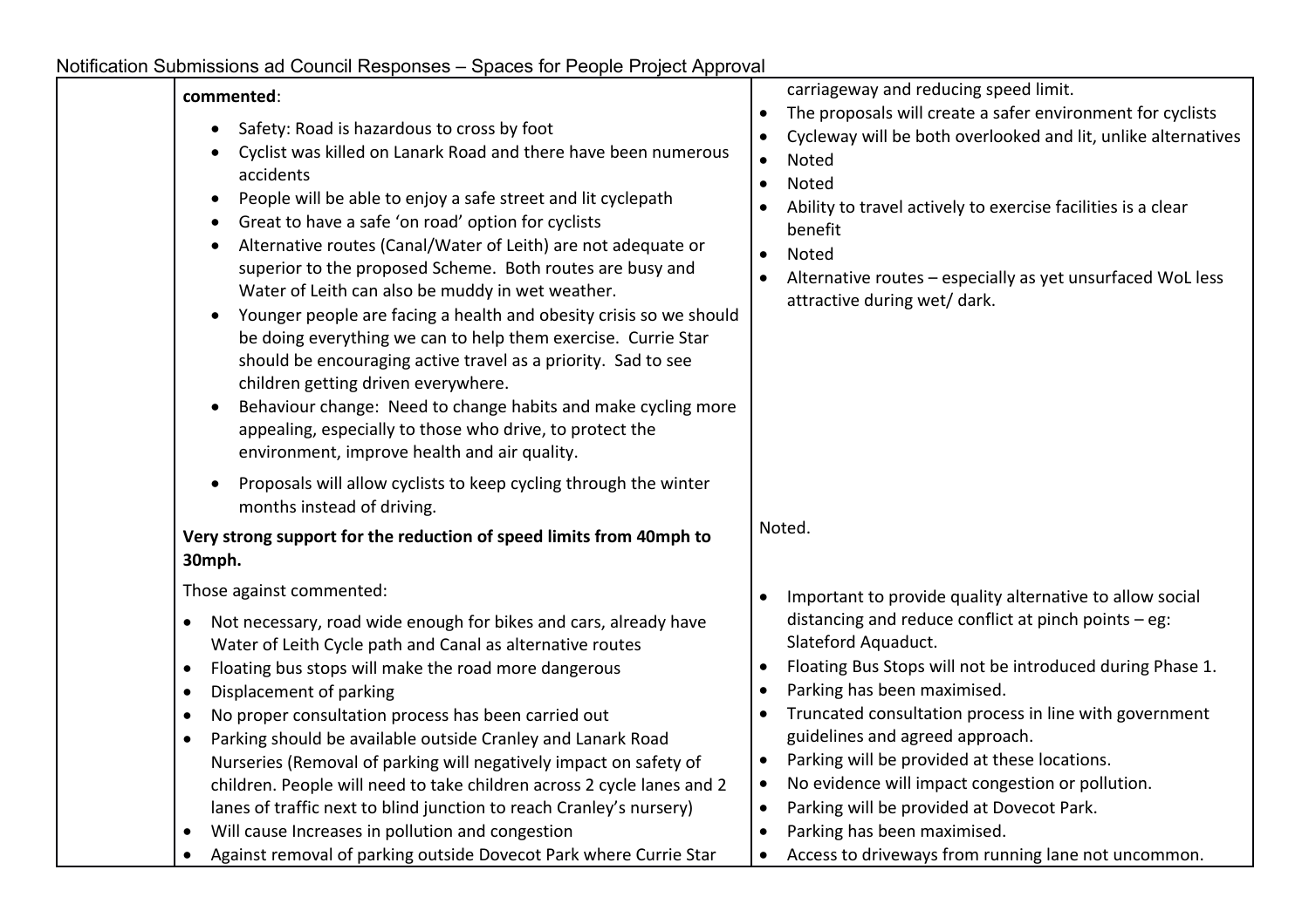Notification Submissions ad Council Responses – Spaces for People Project Approval

| | | |
|---|---|---|
| | **commented**:<br>• Safety: Road is hazardous to cross by foot<br>• Cyclist was killed on Lanark Road and there have been numerous accidents<br>• People will be able to enjoy a safe street and lit cyclepath<br>• Great to have a safe 'on road' option for cyclists<br>• Alternative routes (Canal/Water of Leith) are not adequate or superior to the proposed Scheme. Both routes are busy and Water of Leith can also be muddy in wet weather.<br>• Younger people are facing a health and obesity crisis so we should be doing everything we can to help them exercise. Currie Star should be encouraging active travel as a priority. Sad to see children getting driven everywhere.<br>• Behaviour change: Need to change habits and make cycling more appealing, especially to those who drive, to protect the environment, improve health and air quality.<br>• Proposals will allow cyclists to keep cycling through the winter months instead of driving. | carriageway and reducing speed limit.<br>• The proposals will create a safer environment for cyclists<br>• Cycleway will be both overlooked and lit, unlike alternatives<br>• Noted<br>• Noted<br>• Ability to travel actively to exercise facilities is a clear benefit<br>• Noted<br>• Alternative routes – especially as yet unsurfaced WoL less attractive during wet/ dark. |
| | **Very strong support for the reduction of speed limits from 40mph to 30mph.** | Noted. |
| | Those against commented:<br>• Not necessary, road wide enough for bikes and cars, already have Water of Leith Cycle path and Canal as alternative routes<br>• Floating bus stops will make the road more dangerous<br>• Displacement of parking<br>• No proper consultation process has been carried out<br>• Parking should be available outside Cranley and Lanark Road Nurseries (Removal of parking will negatively impact on safety of children. People will need to take children across 2 cycle lanes and 2 lanes of traffic next to blind junction to reach Cranley's nursery)<br>• Will cause Increases in pollution and congestion<br>• Against removal of parking outside Dovecot Park where Currie Star | • Important to provide quality alternative to allow social distancing and reduce conflict at pinch points – eg: Slateford Aquaduct.<br>• Floating Bus Stops will not be introduced during Phase 1.<br>• Parking has been maximised.<br>• Truncated consultation process in line with government guidelines and agreed approach.<br>• Parking will be provided at these locations.<br>• No evidence will impact congestion or pollution.<br>• Parking will be provided at Dovecot Park.<br>• Parking has been maximised.<br>• Access to driveways from running lane not uncommon. |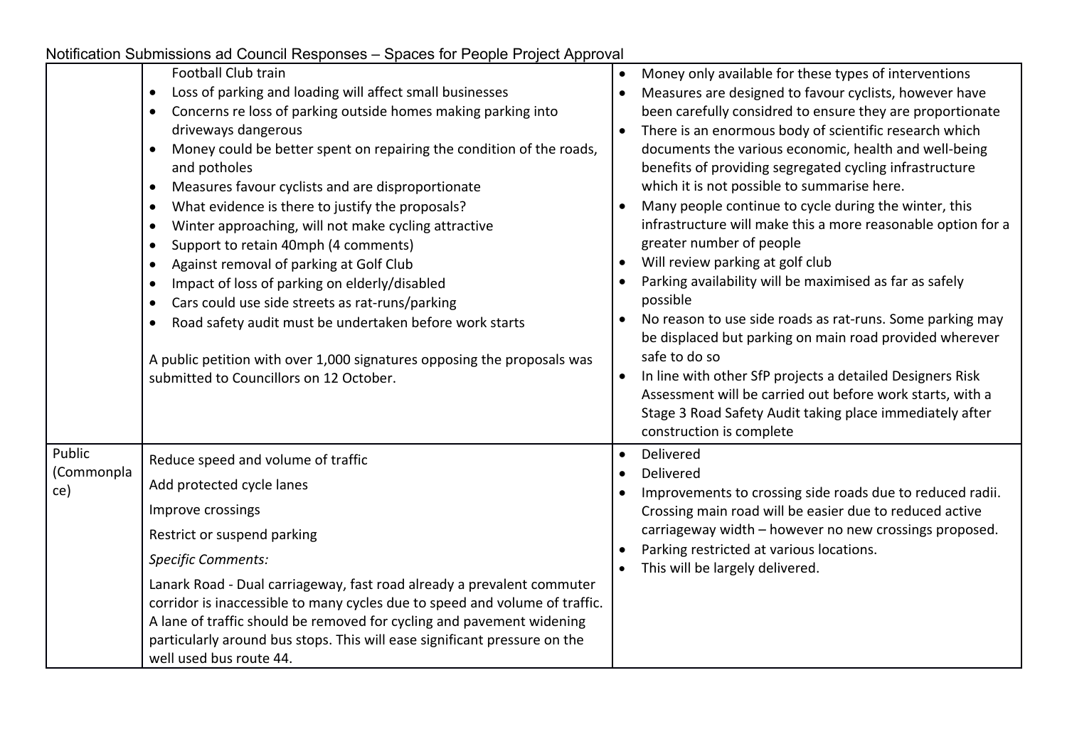Notification Submissions ad Council Responses – Spaces for People Project Approval

| | | |
|---|---|---|
| | Football Club train<br>• Loss of parking and loading will affect small businesses<br>• Concerns re loss of parking outside homes making parking into driveways dangerous<br>• Money could be better spent on repairing the condition of the roads, and potholes<br>• Measures favour cyclists and are disproportionate<br>• What evidence is there to justify the proposals?<br>• Winter approaching, will not make cycling attractive<br>• Support to retain 40mph (4 comments)<br>• Against removal of parking at Golf Club<br>• Impact of loss of parking on elderly/disabled<br>• Cars could use side streets as rat-runs/parking<br>• Road safety audit must be undertaken before work starts<br><br>A public petition with over 1,000 signatures opposing the proposals was submitted to Councillors on 12 October. | • Money only available for these types of interventions<br>• Measures are designed to favour cyclists, however have been carefully considred to ensure they are proportionate<br>• There is an enormous body of scientific research which documents the various economic, health and well-being benefits of providing segregated cycling infrastructure which it is not possible to summarise here.<br>• Many people continue to cycle during the winter, this infrastructure will make this a more reasonable option for a greater number of people<br>• Will review parking at golf club<br>• Parking availability will be maximised as far as safely possible<br>• No reason to use side roads as rat-runs. Some parking may be displaced but parking on main road provided wherever safe to do so<br>• In line with other SfP projects a detailed Designers Risk Assessment will be carried out before work starts, with a Stage 3 Road Safety Audit taking place immediately after construction is complete |
| Public (Commonplace) | Reduce speed and volume of traffic<br>Add protected cycle lanes<br>Improve crossings<br>Restrict or suspend parking<br>*Specific Comments:*<br>Lanark Road - Dual carriageway, fast road already a prevalent commuter corridor is inaccessible to many cycles due to speed and volume of traffic. A lane of traffic should be removed for cycling and pavement widening particularly around bus stops. This will ease significant pressure on the well used bus route 44. | • Delivered<br>• Delivered<br>• Improvements to crossing side roads due to reduced radii. Crossing main road will be easier due to reduced active carriageway width – however no new crossings proposed.<br>• Parking restricted at various locations.<br>• This will be largely delivered. |